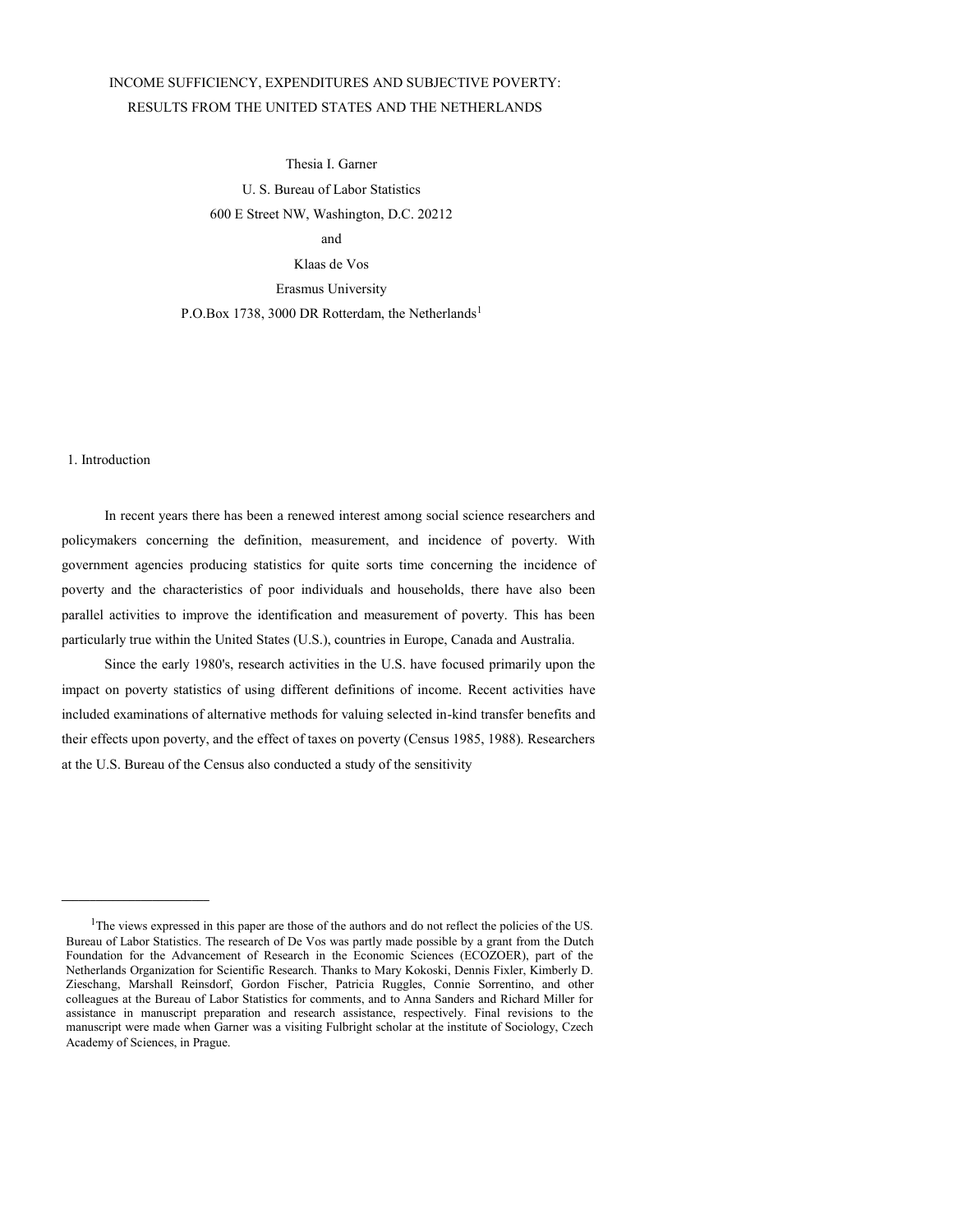# INCOME SUFFICIENCY, EXPENDITURES AND SUBJECTIVE POVERTY: RESULTS FROM THE UNITED STATES AND THE NETHERLANDS

Thesia I. Garner
U. S. Bureau of Labor Statistics
600 E Street NW, Washington, D.C. 20212
and
Klaas de Vos
Erasmus University
P.O.Box 1738, 3000 DR Rotterdam, the Netherlands[1]

## 1. Introduction

In recent years there has been a renewed interest among social science researchers and policymakers concerning the definition, measurement, and incidence of poverty. With government agencies producing statistics for quite sorts time concerning the incidence of poverty and the characteristics of poor individuals and households, there have also been parallel activities to improve the identification and measurement of poverty. This has been particularly true within the United States (U.S.), countries in Europe, Canada and Australia.

Since the early 1980's, research activities in the U.S. have focused primarily upon the impact on poverty statistics of using different definitions of income. Recent activities have included examinations of alternative methods for valuing selected in-kind transfer benefits and their effects upon poverty, and the effect of taxes on poverty (Census 1985, 1988). Researchers at the U.S. Bureau of the Census also conducted a study of the sensitivity

---

[1]The views expressed in this paper are those of the authors and do not reflect the policies of the US. Bureau of Labor Statistics. The research of De Vos was partly made possible by a grant from the Dutch Foundation for the Advancement of Research in the Economic Sciences (ECOZOER), part of the Netherlands Organization for Scientific Research. Thanks to Mary Kokoski, Dennis Fixler, Kimberly D. Zieschang, Marshall Reinsdorf, Gordon Fischer, Patricia Ruggles, Connie Sorrentino, and other colleagues at the Bureau of Labor Statistics for comments, and to Anna Sanders and Richard Miller for assistance in manuscript preparation and research assistance, respectively. Final revisions to the manuscript were made when Garner was a visiting Fulbright scholar at the institute of Sociology, Czech Academy of Sciences, in Prague.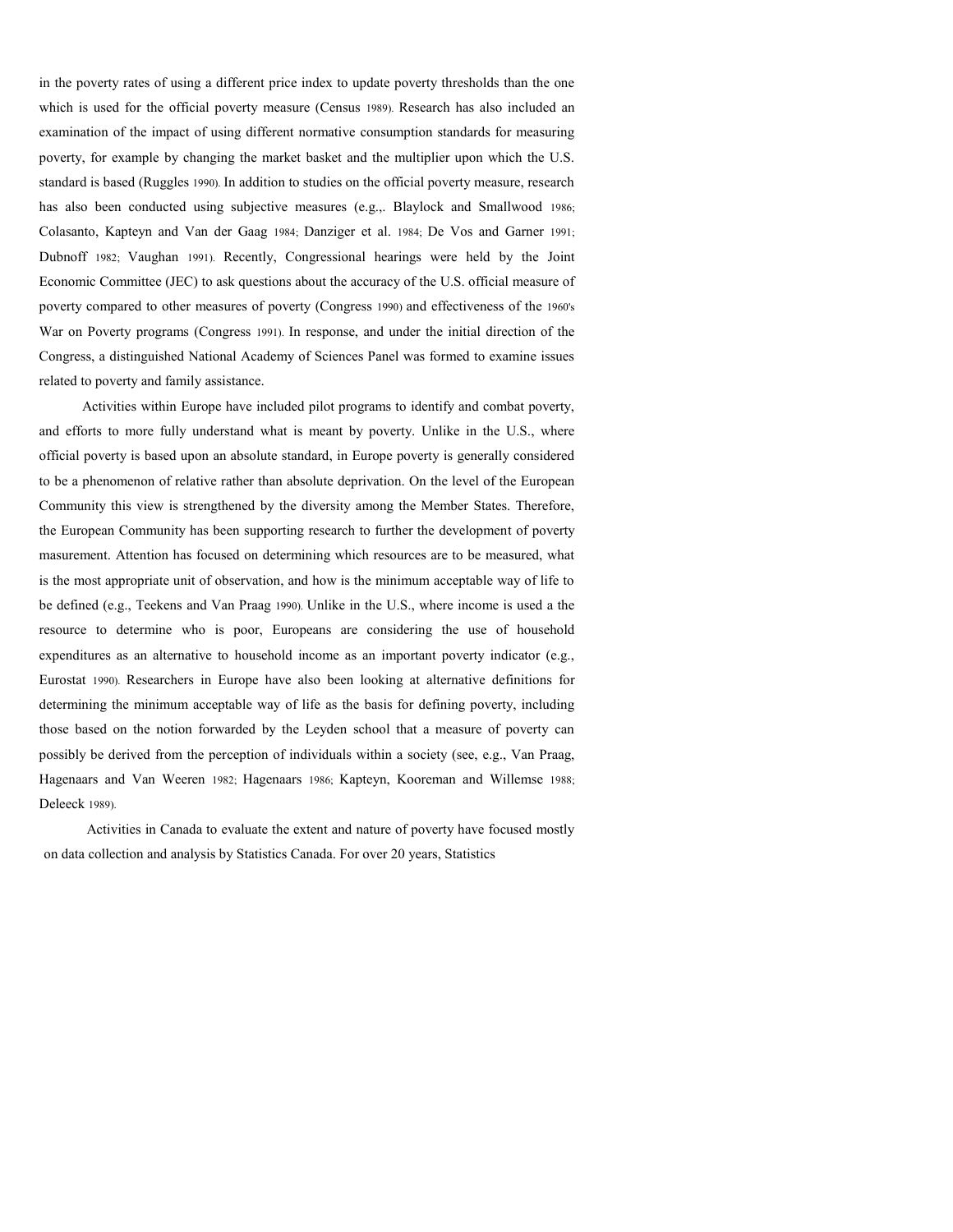in the poverty rates of using a different price index to update poverty thresholds than the one which is used for the official poverty measure (Census 1989). Research has also included an examination of the impact of using different normative consumption standards for measuring poverty, for example by changing the market basket and the multiplier upon which the U.S. standard is based (Ruggles 1990). In addition to studies on the official poverty measure, research has also been conducted using subjective measures (e.g.,. Blaylock and Smallwood 1986; Colasanto, Kapteyn and Van der Gaag 1984; Danziger et al. 1984; De Vos and Garner 1991; Dubnoff 1982; Vaughan 1991). Recently, Congressional hearings were held by the Joint Economic Committee (JEC) to ask questions about the accuracy of the U.S. official measure of poverty compared to other measures of poverty (Congress 1990) and effectiveness of the 1960's War on Poverty programs (Congress 1991). In response, and under the initial direction of the Congress, a distinguished National Academy of Sciences Panel was formed to examine issues related to poverty and family assistance.

Activities within Europe have included pilot programs to identify and combat poverty, and efforts to more fully understand what is meant by poverty. Unlike in the U.S., where official poverty is based upon an absolute standard, in Europe poverty is generally considered to be a phenomenon of relative rather than absolute deprivation. On the level of the European Community this view is strengthened by the diversity among the Member States. Therefore, the European Community has been supporting research to further the development of poverty masurement. Attention has focused on determining which resources are to be measured, what is the most appropriate unit of observation, and how is the minimum acceptable way of life to be defined (e.g., Teekens and Van Praag 1990). Unlike in the U.S., where income is used a the resource to determine who is poor, Europeans are considering the use of household expenditures as an alternative to household income as an important poverty indicator (e.g., Eurostat 1990). Researchers in Europe have also been looking at alternative definitions for determining the minimum acceptable way of life as the basis for defining poverty, including those based on the notion forwarded by the Leyden school that a measure of poverty can possibly be derived from the perception of individuals within a society (see, e.g., Van Praag, Hagenaars and Van Weeren 1982; Hagenaars 1986; Kapteyn, Kooreman and Willemse 1988; Deleeck 1989).

Activities in Canada to evaluate the extent and nature of poverty have focused mostly on data collection and analysis by Statistics Canada. For over 20 years, Statistics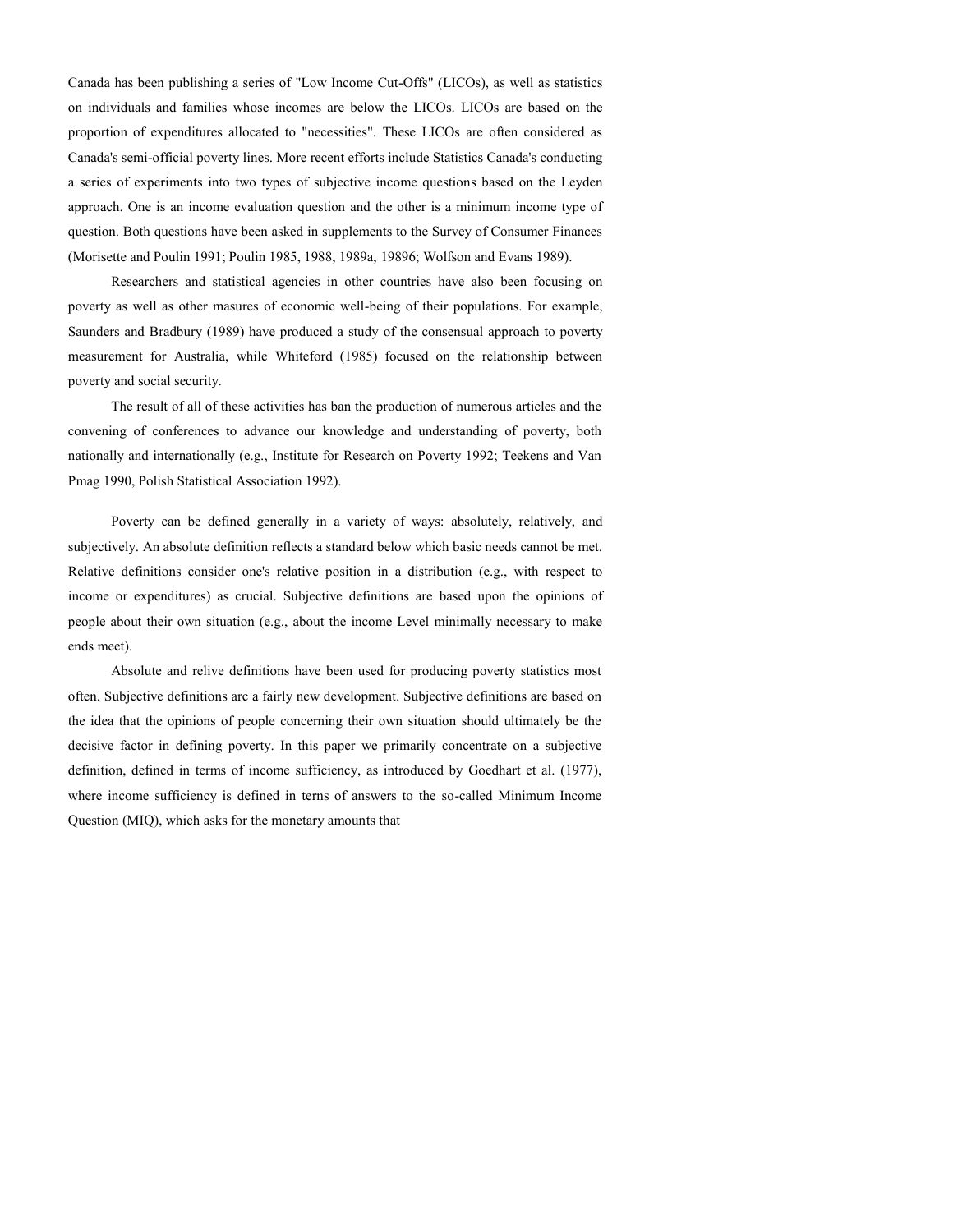Canada has been publishing a series of "Low Income Cut-Offs" (LICOs), as well as statistics on individuals and families whose incomes are below the LICOs. LICOs are based on the proportion of expenditures allocated to "necessities". These LICOs are often considered as Canada's semi-official poverty lines. More recent efforts include Statistics Canada's conducting a series of experiments into two types of subjective income questions based on the Leyden approach. One is an income evaluation question and the other is a minimum income type of question. Both questions have been asked in supplements to the Survey of Consumer Finances (Morisette and Poulin 1991; Poulin 1985, 1988, 1989a, 19896; Wolfson and Evans 1989).

Researchers and statistical agencies in other countries have also been focusing on poverty as well as other masures of economic well-being of their populations. For example, Saunders and Bradbury (1989) have produced a study of the consensual approach to poverty measurement for Australia, while Whiteford (1985) focused on the relationship between poverty and social security.

The result of all of these activities has ban the production of numerous articles and the convening of conferences to advance our knowledge and understanding of poverty, both nationally and internationally (e.g., Institute for Research on Poverty 1992; Teekens and Van Pmag 1990, Polish Statistical Association 1992).

Poverty can be defined generally in a variety of ways: absolutely, relatively, and subjectively. An absolute definition reflects a standard below which basic needs cannot be met. Relative definitions consider one's relative position in a distribution (e.g., with respect to income or expenditures) as crucial. Subjective definitions are based upon the opinions of people about their own situation (e.g., about the income Level minimally necessary to make ends meet).

Absolute and relive definitions have been used for producing poverty statistics most often. Subjective definitions arc a fairly new development. Subjective definitions are based on the idea that the opinions of people concerning their own situation should ultimately be the decisive factor in defining poverty. In this paper we primarily concentrate on a subjective definition, defined in terms of income sufficiency, as introduced by Goedhart et al. (1977), where income sufficiency is defined in terns of answers to the so-called Minimum Income Question (MIQ), which asks for the monetary amounts that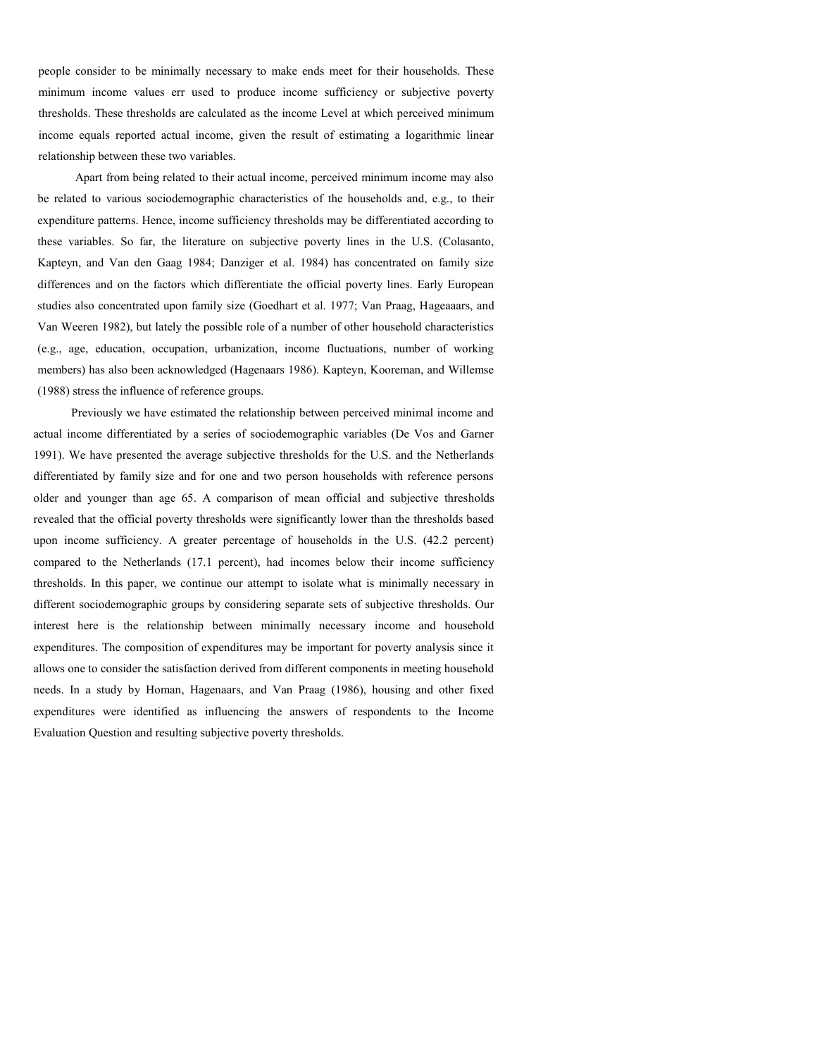people consider to be minimally necessary to make ends meet for their households. These minimum income values err used to produce income sufficiency or subjective poverty thresholds. These thresholds are calculated as the income Level at which perceived minimum income equals reported actual income, given the result of estimating a logarithmic linear relationship between these two variables.

Apart from being related to their actual income, perceived minimum income may also be related to various sociodemographic characteristics of the households and, e.g., to their expenditure patterns. Hence, income sufficiency thresholds may be differentiated according to these variables. So far, the literature on subjective poverty lines in the U.S. (Colasanto, Kapteyn, and Van den Gaag 1984; Danziger et al. 1984) has concentrated on family size differences and on the factors which differentiate the official poverty lines. Early European studies also concentrated upon family size (Goedhart et al. 1977; Van Praag, Hageaaars, and Van Weeren 1982), but lately the possible role of a number of other household characteristics (e.g., age, education, occupation, urbanization, income fluctuations, number of working members) has also been acknowledged (Hagenaars 1986). Kapteyn, Kooreman, and Willemse (1988) stress the influence of reference groups.

Previously we have estimated the relationship between perceived minimal income and actual income differentiated by a series of sociodemographic variables (De Vos and Garner 1991). We have presented the average subjective thresholds for the U.S. and the Netherlands differentiated by family size and for one and two person households with reference persons older and younger than age 65. A comparison of mean official and subjective thresholds revealed that the official poverty thresholds were significantly lower than the thresholds based upon income sufficiency. A greater percentage of households in the U.S. (42.2 percent) compared to the Netherlands (17.1 percent), had incomes below their income sufficiency thresholds. In this paper, we continue our attempt to isolate what is minimally necessary in different sociodemographic groups by considering separate sets of subjective thresholds. Our interest here is the relationship between minimally necessary income and household expenditures. The composition of expenditures may be important for poverty analysis since it allows one to consider the satisfaction derived from different components in meeting household needs. In a study by Homan, Hagenaars, and Van Praag (1986), housing and other fixed expenditures were identified as influencing the answers of respondents to the Income Evaluation Question and resulting subjective poverty thresholds.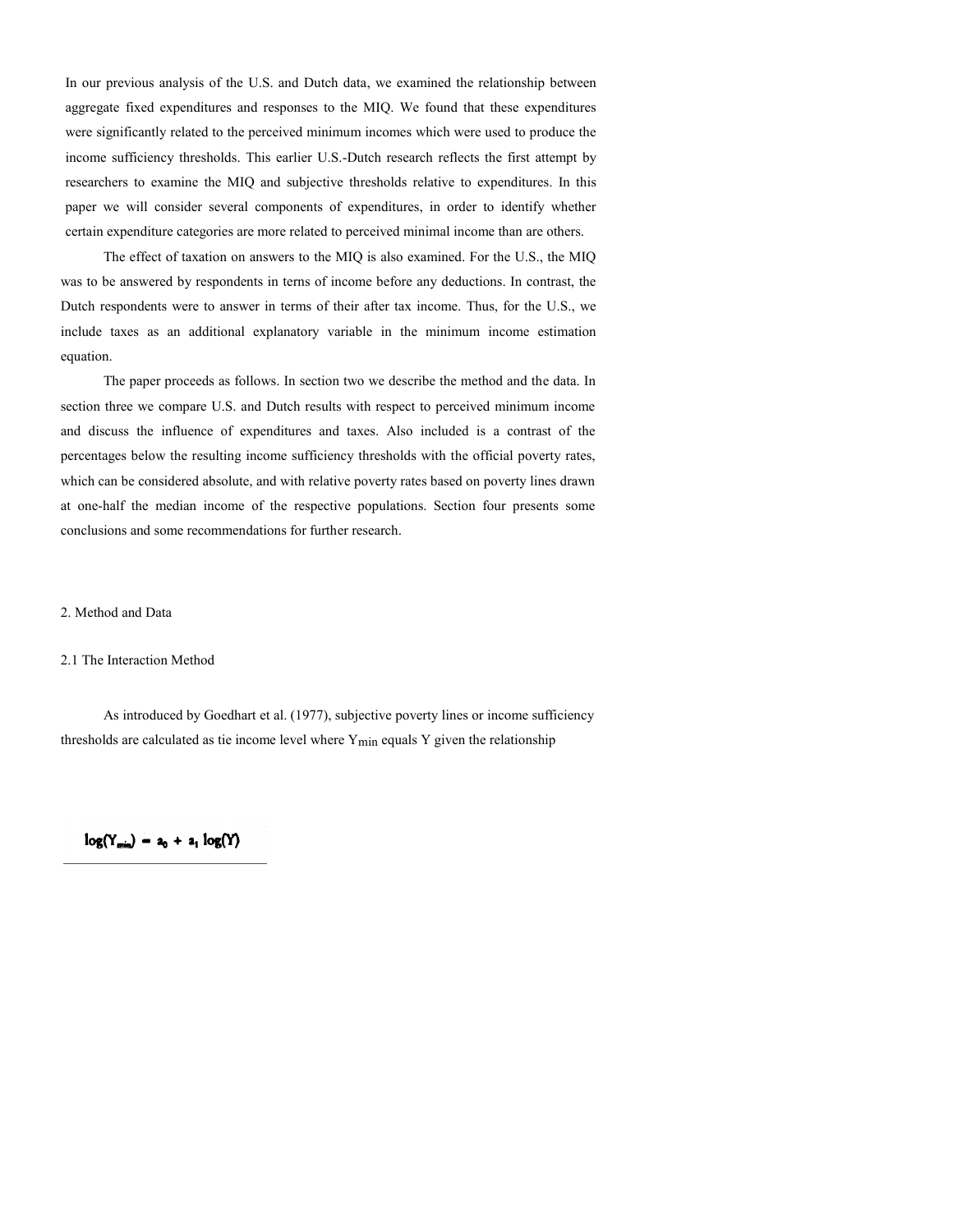In our previous analysis of the U.S. and Dutch data, we examined the relationship between aggregate fixed expenditures and responses to the MIQ. We found that these expenditures were significantly related to the perceived minimum incomes which were used to produce the income sufficiency thresholds. This earlier U.S.-Dutch research reflects the first attempt by researchers to examine the MIQ and subjective thresholds relative to expenditures. In this paper we will consider several components of expenditures, in order to identify whether certain expenditure categories are more related to perceived minimal income than are others.

The effect of taxation on answers to the MIQ is also examined. For the U.S., the MIQ was to be answered by respondents in terns of income before any deductions. In contrast, the Dutch respondents were to answer in terms of their after tax income. Thus, for the U.S., we include taxes as an additional explanatory variable in the minimum income estimation equation.

The paper proceeds as follows. In section two we describe the method and the data. In section three we compare U.S. and Dutch results with respect to perceived minimum income and discuss the influence of expenditures and taxes. Also included is a contrast of the percentages below the resulting income sufficiency thresholds with the official poverty rates, which can be considered absolute, and with relative poverty rates based on poverty lines drawn at one-half the median income of the respective populations. Section four presents some conclusions and some recommendations for further research.

## 2. Method and Data

### 2.1 The Interaction Method

As introduced by Goedhart et al. (1977), subjective poverty lines or income sufficiency thresholds are calculated as tie income level where $Y_{min}$ equals Y given the relationship

$$\log(Y_{min}) = a_0 + a_1 \log(Y)$$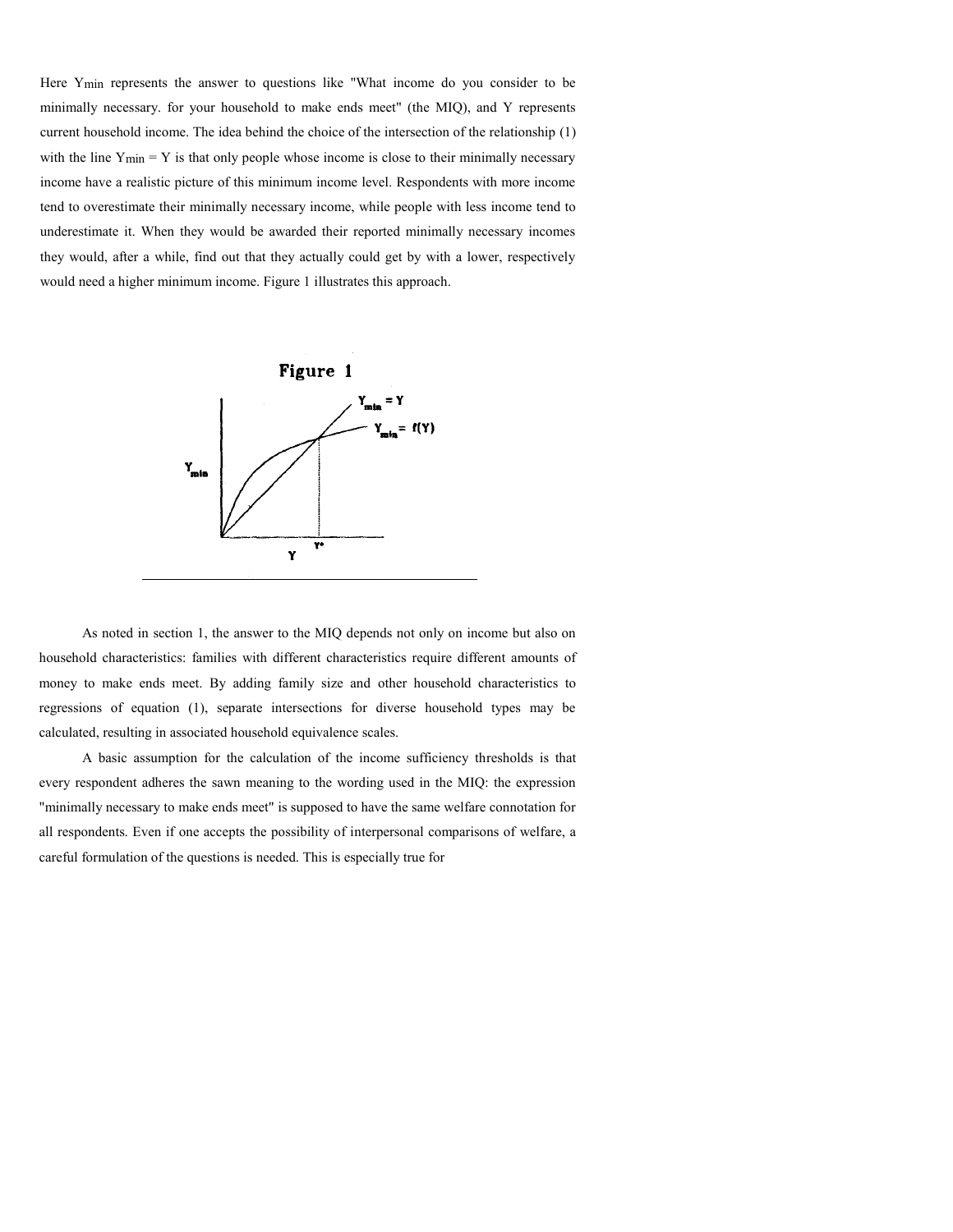Here $Y_{min}$ represents the answer to questions like "What income do you consider to be minimally necessary. for your household to make ends meet" (the MIQ), and $Y$ represents current household income. The idea behind the choice of the intersection of the relationship (1) with the line $Y_{min} = Y$ is that only people whose income is close to their minimally necessary income have a realistic picture of this minimum income level. Respondents with more income tend to overestimate their minimally necessary income, while people with less income tend to underestimate it. When they would be awarded their reported minimally necessary incomes they would, after a while, find out that they actually could get by with a lower, respectively would need a higher minimum income. Figure 1 illustrates this approach.

**Figure 1**

As noted in section 1, the answer to the MIQ depends not only on income but also on household characteristics: families with different characteristics require different amounts of money to make ends meet. By adding family size and other household characteristics to regressions of equation (1), separate intersections for diverse household types may be calculated, resulting in associated household equivalence scales.

A basic assumption for the calculation of the income sufficiency thresholds is that every respondent adheres the sawn meaning to the wording used in the MIQ: the expression "minimally necessary to make ends meet" is supposed to have the same welfare connotation for all respondents. Even if one accepts the possibility of interpersonal comparisons of welfare, a careful formulation of the questions is needed. This is especially true for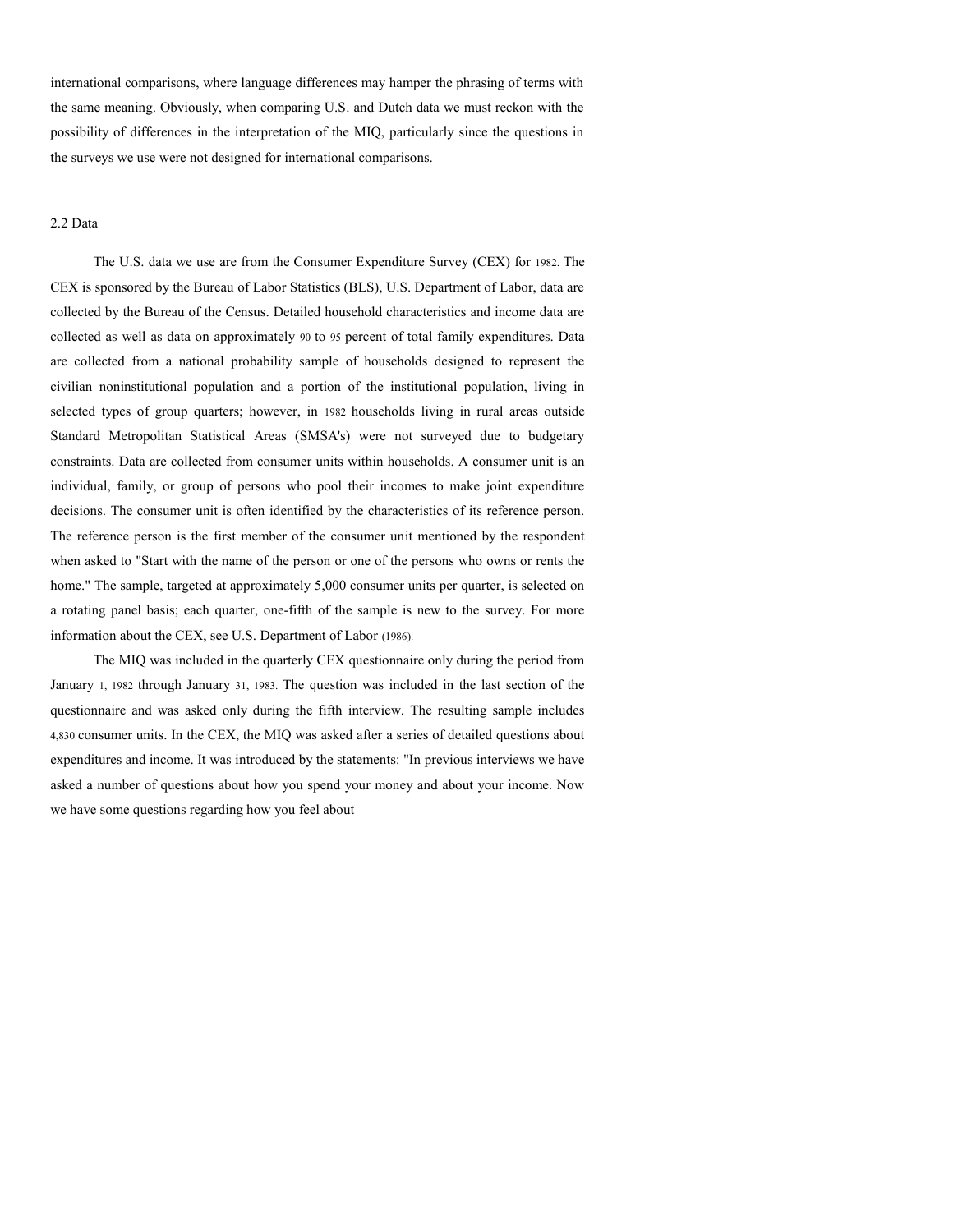international comparisons, where language differences may hamper the phrasing of terms with the same meaning. Obviously, when comparing U.S. and Dutch data we must reckon with the possibility of differences in the interpretation of the MIQ, particularly since the questions in the surveys we use were not designed for international comparisons.

## 2.2 Data

The U.S. data we use are from the Consumer Expenditure Survey (CEX) for 1982. The CEX is sponsored by the Bureau of Labor Statistics (BLS), U.S. Department of Labor, data are collected by the Bureau of the Census. Detailed household characteristics and income data are collected as well as data on approximately 90 to 95 percent of total family expenditures. Data are collected from a national probability sample of households designed to represent the civilian noninstitutional population and a portion of the institutional population, living in selected types of group quarters; however, in 1982 households living in rural areas outside Standard Metropolitan Statistical Areas (SMSA's) were not surveyed due to budgetary constraints. Data are collected from consumer units within households. A consumer unit is an individual, family, or group of persons who pool their incomes to make joint expenditure decisions. The consumer unit is often identified by the characteristics of its reference person. The reference person is the first member of the consumer unit mentioned by the respondent when asked to "Start with the name of the person or one of the persons who owns or rents the home." The sample, targeted at approximately 5,000 consumer units per quarter, is selected on a rotating panel basis; each quarter, one-fifth of the sample is new to the survey. For more information about the CEX, see U.S. Department of Labor (1986).

The MIQ was included in the quarterly CEX questionnaire only during the period from January 1, 1982 through January 31, 1983. The question was included in the last section of the questionnaire and was asked only during the fifth interview. The resulting sample includes 4,830 consumer units. In the CEX, the MIQ was asked after a series of detailed questions about expenditures and income. It was introduced by the statements: "In previous interviews we have asked a number of questions about how you spend your money and about your income. Now we have some questions regarding how you feel about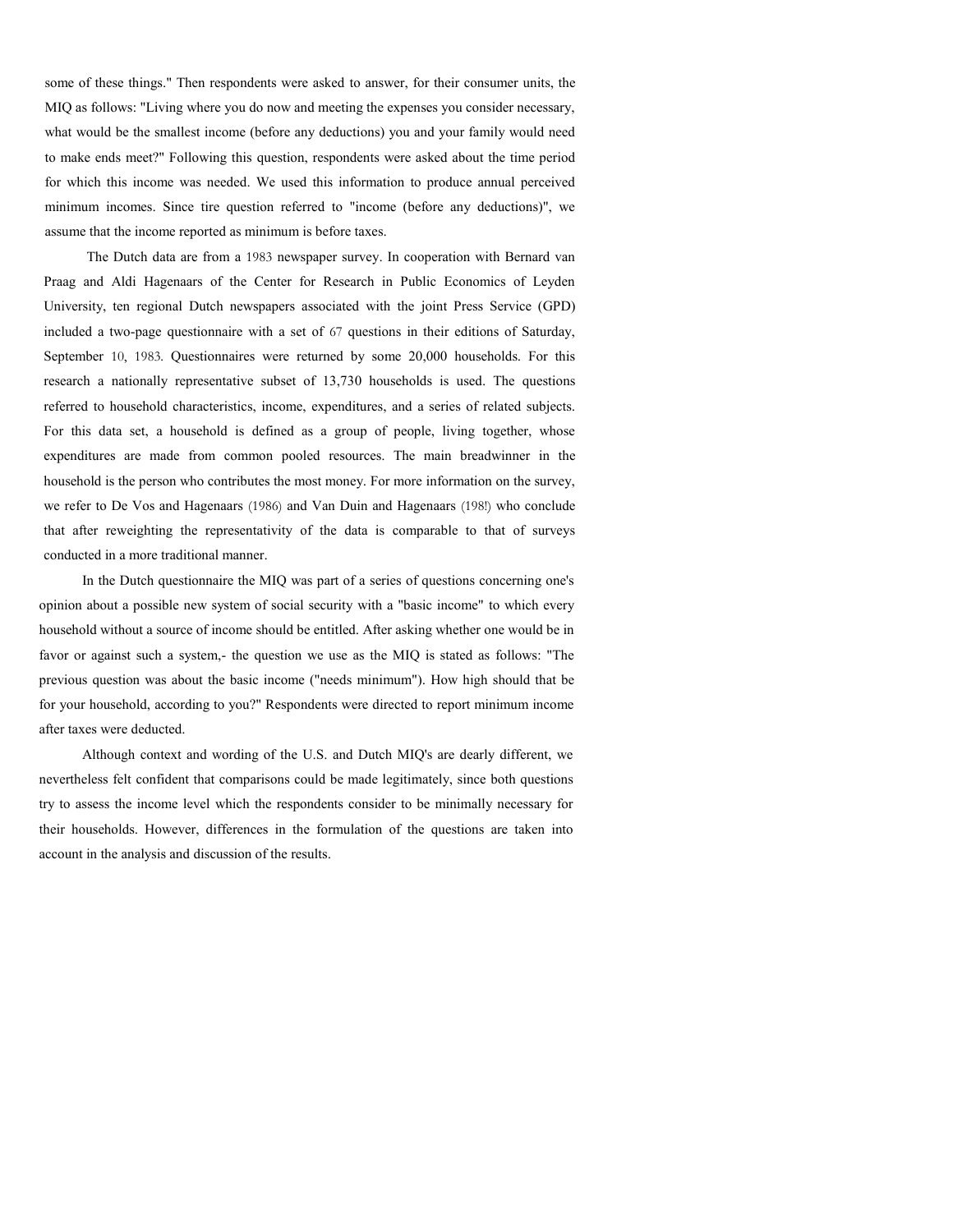some of these things." Then respondents were asked to answer, for their consumer units, the MIQ as follows: "Living where you do now and meeting the expenses you consider necessary, what would be the smallest income (before any deductions) you and your family would need to make ends meet?" Following this question, respondents were asked about the time period for which this income was needed. We used this information to produce annual perceived minimum incomes. Since tire question referred to "income (before any deductions)", we assume that the income reported as minimum is before taxes.

The Dutch data are from a 1983 newspaper survey. In cooperation with Bernard van Praag and Aldi Hagenaars of the Center for Research in Public Economics of Leyden University, ten regional Dutch newspapers associated with the joint Press Service (GPD) included a two-page questionnaire with a set of 67 questions in their editions of Saturday, September 10, 1983. Questionnaires were returned by some 20,000 households. For this research a nationally representative subset of 13,730 households is used. The questions referred to household characteristics, income, expenditures, and a series of related subjects. For this data set, a household is defined as a group of people, living together, whose expenditures are made from common pooled resources. The main breadwinner in the household is the person who contributes the most money. For more information on the survey, we refer to De Vos and Hagenaars (1986) and Van Duin and Hagenaars (198!) who conclude that after reweighting the representativity of the data is comparable to that of surveys conducted in a more traditional manner.

In the Dutch questionnaire the MIQ was part of a series of questions concerning one's opinion about a possible new system of social security with a "basic income" to which every household without a source of income should be entitled. After asking whether one would be in favor or against such a system,- the question we use as the MIQ is stated as follows: "The previous question was about the basic income ("needs minimum"). How high should that be for your household, according to you?" Respondents were directed to report minimum income after taxes were deducted.

Although context and wording of the U.S. and Dutch MIQ's are dearly different, we nevertheless felt confident that comparisons could be made legitimately, since both questions try to assess the income level which the respondents consider to be minimally necessary for their households. However, differences in the formulation of the questions are taken into account in the analysis and discussion of the results.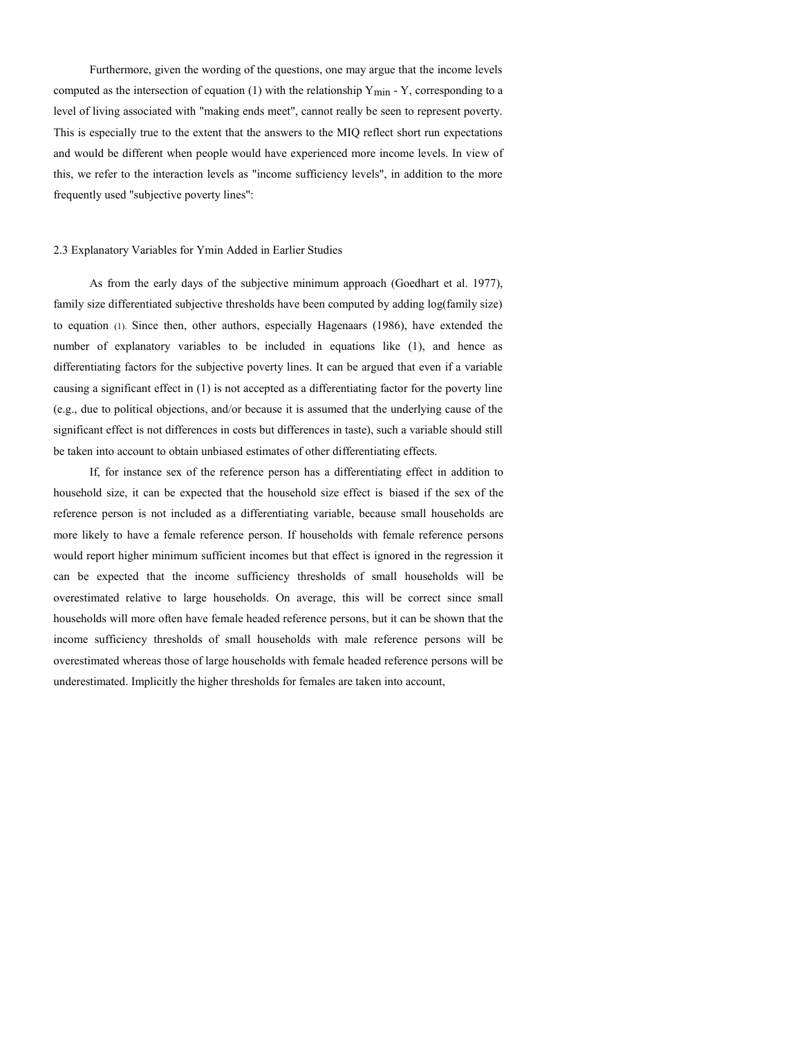Furthermore, given the wording of the questions, one may argue that the income levels computed as the intersection of equation (1) with the relationship $Y_{min}$ - Y, corresponding to a level of living associated with "making ends meet", cannot really be seen to represent poverty. This is especially true to the extent that the answers to the MIQ reflect short run expectations and would be different when people would have experienced more income levels. In view of this, we refer to the interaction levels as "income sufficiency levels", in addition to the more frequently used "subjective poverty lines":

## 2.3 Explanatory Variables for Ymin Added in Earlier Studies

As from the early days of the subjective minimum approach (Goedhart et al. 1977), family size differentiated subjective thresholds have been computed by adding log(family size) to equation (1). Since then, other authors, especially Hagenaars (1986), have extended the number of explanatory variables to be included in equations like (1), and hence as differentiating factors for the subjective poverty lines. It can be argued that even if a variable causing a significant effect in (1) is not accepted as a differentiating factor for the poverty line (e.g., due to political objections, and/or because it is assumed that the underlying cause of the significant effect is not differences in costs but differences in taste), such a variable should still be taken into account to obtain unbiased estimates of other differentiating effects.

If, for instance sex of the reference person has a differentiating effect in addition to household size, it can be expected that the household size effect is biased if the sex of the reference person is not included as a differentiating variable, because small households are more likely to have a female reference person. If households with female reference persons would report higher minimum sufficient incomes but that effect is ignored in the regression it can be expected that the income sufficiency thresholds of small households will be overestimated relative to large households. On average, this will be correct since small households will more often have female headed reference persons, but it can be shown that the income sufficiency thresholds of small households with male reference persons will be overestimated whereas those of large households with female headed reference persons will be underestimated. Implicitly the higher thresholds for females are taken into account,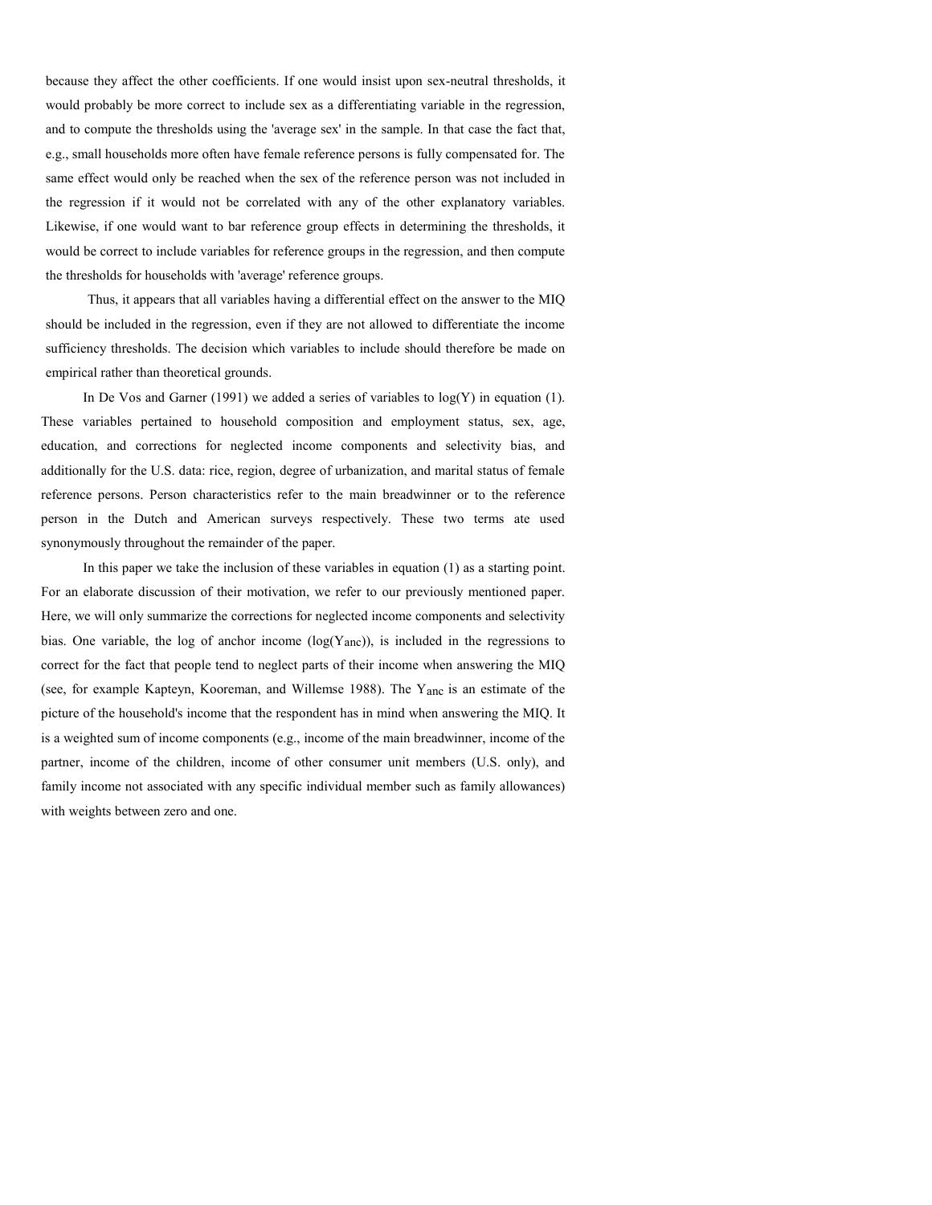because they affect the other coefficients. If one would insist upon sex-neutral thresholds, it would probably be more correct to include sex as a differentiating variable in the regression, and to compute the thresholds using the 'average sex' in the sample. In that case the fact that, e.g., small households more often have female reference persons is fully compensated for. The same effect would only be reached when the sex of the reference person was not included in the regression if it would not be correlated with any of the other explanatory variables. Likewise, if one would want to bar reference group effects in determining the thresholds, it would be correct to include variables for reference groups in the regression, and then compute the thresholds for households with 'average' reference groups.

Thus, it appears that all variables having a differential effect on the answer to the MIQ should be included in the regression, even if they are not allowed to differentiate the income sufficiency thresholds. The decision which variables to include should therefore be made on empirical rather than theoretical grounds.

In De Vos and Garner (1991) we added a series of variables to log(Y) in equation (1). These variables pertained to household composition and employment status, sex, age, education, and corrections for neglected income components and selectivity bias, and additionally for the U.S. data: rice, region, degree of urbanization, and marital status of female reference persons. Person characteristics refer to the main breadwinner or to the reference person in the Dutch and American surveys respectively. These two terms ate used synonymously throughout the remainder of the paper.

In this paper we take the inclusion of these variables in equation (1) as a starting point. For an elaborate discussion of their motivation, we refer to our previously mentioned paper. Here, we will only summarize the corrections for neglected income components and selectivity bias. One variable, the log of anchor income ($\log(Y_{anc})$), is included in the regressions to correct for the fact that people tend to neglect parts of their income when answering the MIQ (see, for example Kapteyn, Kooreman, and Willemse 1988). The $Y_{anc}$ is an estimate of the picture of the household's income that the respondent has in mind when answering the MIQ. It is a weighted sum of income components (e.g., income of the main breadwinner, income of the partner, income of the children, income of other consumer unit members (U.S. only), and family income not associated with any specific individual member such as family allowances) with weights between zero and one.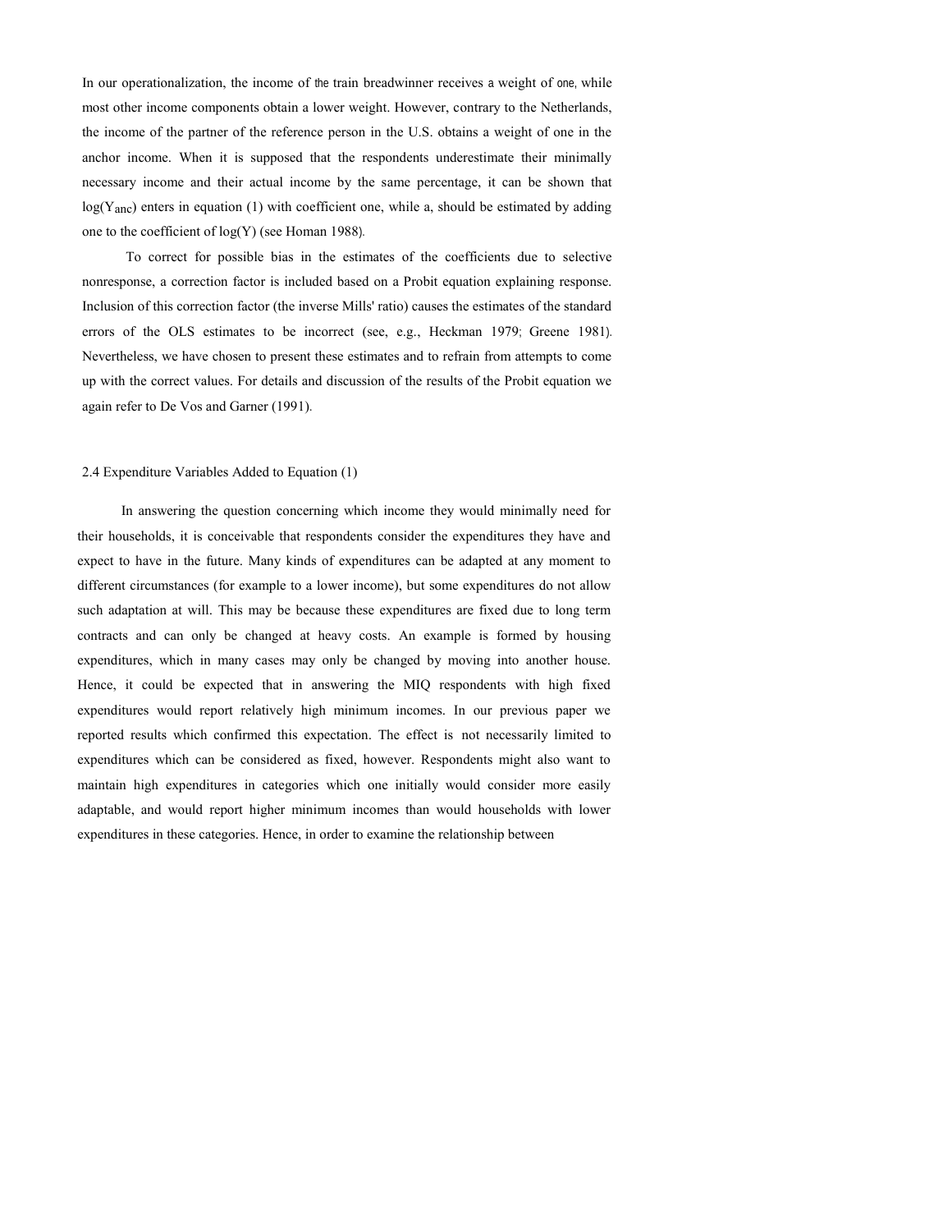In our operationalization, the income of the train breadwinner receives a weight of one, while most other income components obtain a lower weight. However, contrary to the Netherlands, the income of the partner of the reference person in the U.S. obtains a weight of one in the anchor income. When it is supposed that the respondents underestimate their minimally necessary income and their actual income by the same percentage, it can be shown that $\log(Y_{anc})$ enters in equation (1) with coefficient one, while a, should be estimated by adding one to the coefficient of $\log(Y)$ (see Homan 1988).

To correct for possible bias in the estimates of the coefficients due to selective nonresponse, a correction factor is included based on a Probit equation explaining response. Inclusion of this correction factor (the inverse Mills' ratio) causes the estimates of the standard errors of the OLS estimates to be incorrect (see, e.g., Heckman 1979; Greene 1981). Nevertheless, we have chosen to present these estimates and to refrain from attempts to come up with the correct values. For details and discussion of the results of the Probit equation we again refer to De Vos and Garner (1991).

## 2.4 Expenditure Variables Added to Equation (1)

In answering the question concerning which income they would minimally need for their households, it is conceivable that respondents consider the expenditures they have and expect to have in the future. Many kinds of expenditures can be adapted at any moment to different circumstances (for example to a lower income), but some expenditures do not allow such adaptation at will. This may be because these expenditures are fixed due to long term contracts and can only be changed at heavy costs. An example is formed by housing expenditures, which in many cases may only be changed by moving into another house. Hence, it could be expected that in answering the MIQ respondents with high fixed expenditures would report relatively high minimum incomes. In our previous paper we reported results which confirmed this expectation. The effect is not necessarily limited to expenditures which can be considered as fixed, however. Respondents might also want to maintain high expenditures in categories which one initially would consider more easily adaptable, and would report higher minimum incomes than would households with lower expenditures in these categories. Hence, in order to examine the relationship between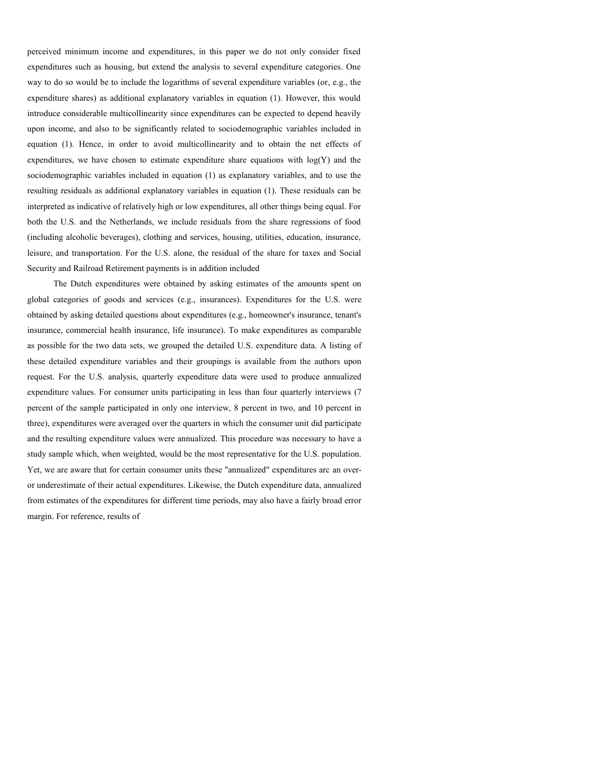perceived minimum income and expenditures, in this paper we do not only consider fixed expenditures such as housing, but extend the analysis to several expenditure categories. One way to do so would be to include the logarithms of several expenditure variables (or, e.g., the expenditure shares) as additional explanatory variables in equation (1). However, this would introduce considerable multicollinearity since expenditures can be expected to depend heavily upon income, and also to be significantly related to sociodemographic variables included in equation (1). Hence, in order to avoid multicollinearity and to obtain the net effects of expenditures, we have chosen to estimate expenditure share equations with log(Y) and the sociodemographic variables included in equation (1) as explanatory variables, and to use the resulting residuals as additional explanatory variables in equation (1). These residuals can be interpreted as indicative of relatively high or low expenditures, all other things being equal. For both the U.S. and the Netherlands, we include residuals from the share regressions of food (including alcoholic beverages), clothing and services, housing, utilities, education, insurance, leisure, and transportation. For the U.S. alone, the residual of the share for taxes and Social Security and Railroad Retirement payments is in addition included

The Dutch expenditures were obtained by asking estimates of the amounts spent on global categories of goods and services (e.g., insurances). Expenditures for the U.S. were obtained by asking detailed questions about expenditures (e.g., homeowner's insurance, tenant's insurance, commercial health insurance, life insurance). To make expenditures as comparable as possible for the two data sets, we grouped the detailed U.S. expenditure data. A listing of these detailed expenditure variables and their groupings is available from the authors upon request. For the U.S. analysis, quarterly expenditure data were used to produce annualized expenditure values. For consumer units participating in less than four quarterly interviews (7 percent of the sample participated in only one interview, 8 percent in two, and 10 percent in three), expenditures were averaged over the quarters in which the consumer unit did participate and the resulting expenditure values were annualized. This procedure was necessary to have a study sample which, when weighted, would be the most representative for the U.S. population. Yet, we are aware that for certain consumer units these "annualized" expenditures arc an over- or underestimate of their actual expenditures. Likewise, the Dutch expenditure data, annualized from estimates of the expenditures for different time periods, may also have a fairly broad error margin. For reference, results of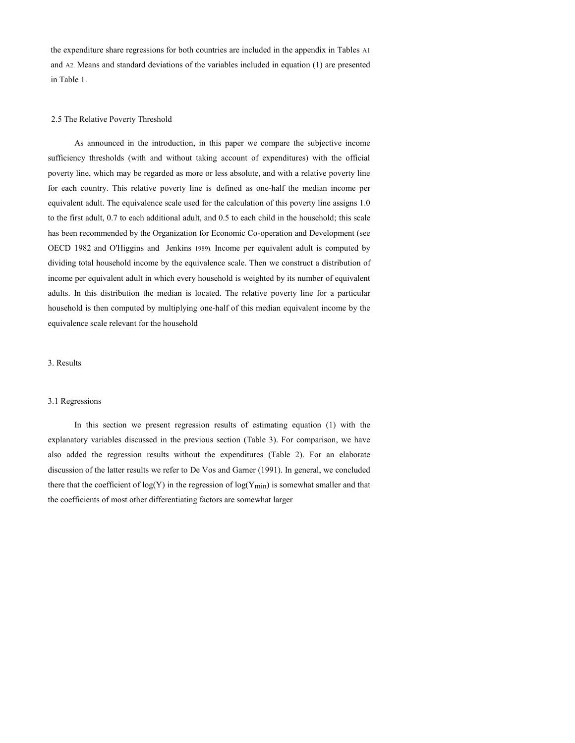the expenditure share regressions for both countries are included in the appendix in Tables A1 and A2. Means and standard deviations of the variables included in equation (1) are presented in Table 1.

### 2.5 The Relative Poverty Threshold

As announced in the introduction, in this paper we compare the subjective income sufficiency thresholds (with and without taking account of expenditures) with the official poverty line, which may be regarded as more or less absolute, and with a relative poverty line for each country. This relative poverty line is defined as one-half the median income per equivalent adult. The equivalence scale used for the calculation of this poverty line assigns 1.0 to the first adult, 0.7 to each additional adult, and 0.5 to each child in the household; this scale has been recommended by the Organization for Economic Co-operation and Development (see OECD 1982 and O'Higgins and Jenkins 1989). Income per equivalent adult is computed by dividing total household income by the equivalence scale. Then we construct a distribution of income per equivalent adult in which every household is weighted by its number of equivalent adults. In this distribution the median is located. The relative poverty line for a particular household is then computed by multiplying one-half of this median equivalent income by the equivalence scale relevant for the household

## 3. Results

### 3.1 Regressions

In this section we present regression results of estimating equation (1) with the explanatory variables discussed in the previous section (Table 3). For comparison, we have also added the regression results without the expenditures (Table 2). For an elaborate discussion of the latter results we refer to De Vos and Garner (1991). In general, we concluded there that the coefficient of $\log(Y)$ in the regression of $\log(Y_{min})$ is somewhat smaller and that the coefficients of most other differentiating factors are somewhat larger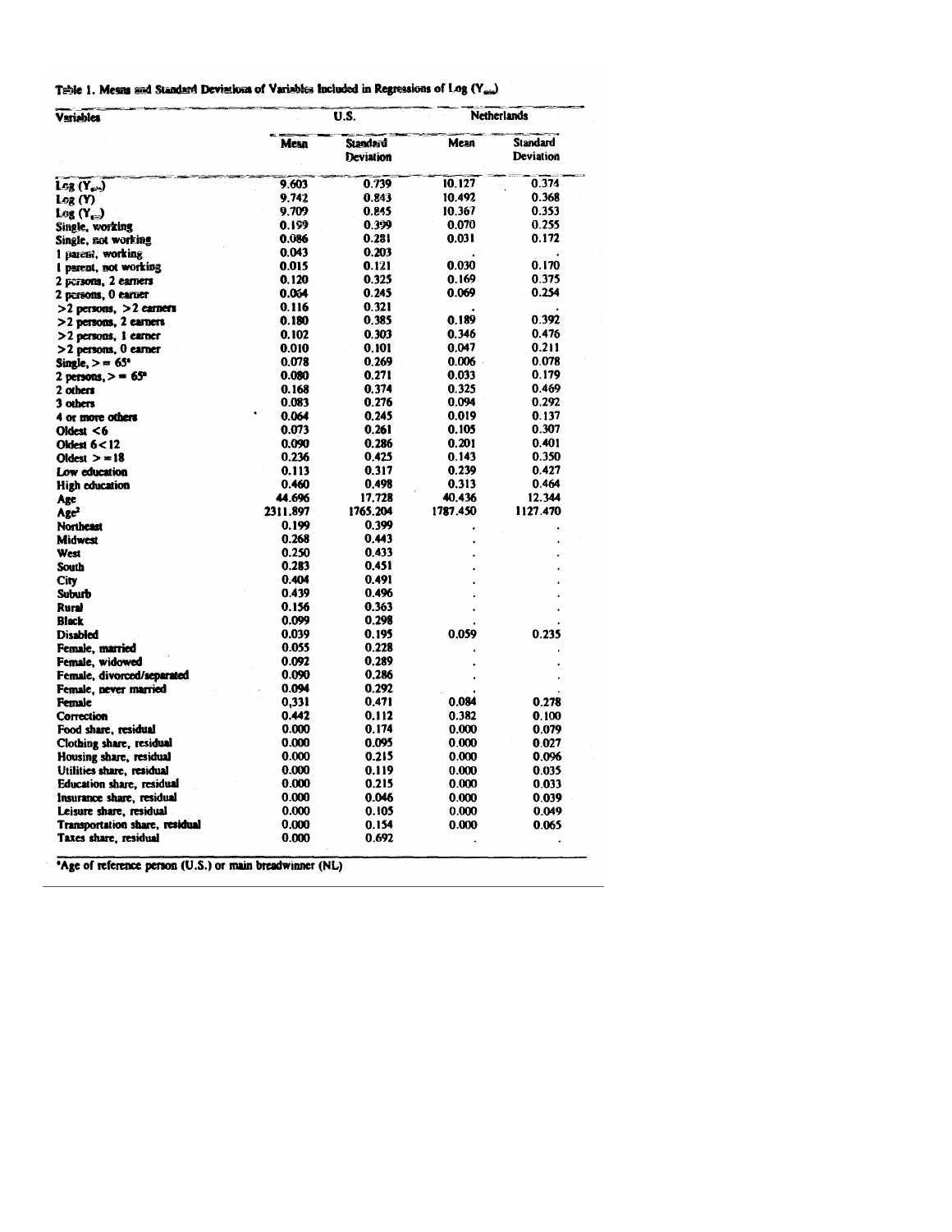Table 1. Means and Standard Deviations of Variables Included in Regressions of Log ($Y_{eq}$)

| Variables | U.S. | | Netherlands | |
|---|---|---|---|---|
| | Mean | Standard Deviation | Mean | Standard Deviation |
| Log ($Y_{eq}$) | 9.603 | 0.739 | 10.127 | 0.374 |
| Log (Y) | 9.742 | 0.843 | 10.492 | 0.368 |
| Log ($Y_{eq}$) | 9.709 | 0.845 | 10.367 | 0.353 |
| Single, working | 0.199 | 0.399 | 0.070 | 0.255 |
| Single, not working | 0.086 | 0.281 | 0.031 | 0.172 |
| 1 parent, working | 0.043 | 0.203 | . | . |
| 1 parent, not working | 0.015 | 0.121 | 0.030 | 0.170 |
| 2 persons, 2 earners | 0.120 | 0.325 | 0.169 | 0.375 |
| 2 persons, 0 earner | 0.064 | 0.245 | 0.069 | 0.254 |
| >2 persons, >2 earners | 0.116 | 0.321 | . | . |
| >2 persons, 2 earners | 0.180 | 0.385 | 0.189 | 0.392 |
| >2 persons, 1 earner | 0.102 | 0.303 | 0.346 | 0.476 |
| >2 persons, 0 earner | 0.010 | 0.101 | 0.047 | 0.211 |
| Single, >= 65[a] | 0.078 | 0.269 | 0.006 | 0.078 |
| 2 persons, >= 65[a] | 0.080 | 0.271 | 0.033 | 0.179 |
| 2 others | 0.168 | 0.374 | 0.325 | 0.469 |
| 3 others | 0.083 | 0.276 | 0.094 | 0.292 |
| 4 or more others | 0.064 | 0.245 | 0.019 | 0.137 |
| Oldest <6 | 0.073 | 0.261 | 0.105 | 0.307 |
| Oldest 6<12 | 0.090 | 0.286 | 0.201 | 0.401 |
| Oldest >=18 | 0.236 | 0.425 | 0.143 | 0.350 |
| Low education | 0.113 | 0.317 | 0.239 | 0.427 |
| High education | 0.460 | 0.498 | 0.313 | 0.464 |
| Age | 44.696 | 17.728 | 40.436 | 12.344 |
| Age$^2$ | 2311.897 | 1765.204 | 1787.450 | 1127.470 |
| Northeast | 0.199 | 0.399 | . | . |
| Midwest | 0.268 | 0.443 | . | . |
| West | 0.250 | 0.433 | . | . |
| South | 0.283 | 0.451 | . | . |
| City | 0.404 | 0.491 | . | . |
| Suburb | 0.439 | 0.496 | . | . |
| Rural | 0.156 | 0.363 | . | . |
| Black | 0.099 | 0.298 | . | . |
| Disabled | 0.039 | 0.195 | 0.059 | 0.235 |
| Female, married | 0.055 | 0.228 | . | . |
| Female, widowed | 0.092 | 0.289 | . | . |
| Female, divorced/separated | 0.090 | 0.286 | . | . |
| Female, never married | 0.094 | 0.292 | . | . |
| Female | 0,331 | 0.471 | 0.084 | 0.278 |
| Correction | 0.442 | 0.112 | 0.382 | 0.100 |
| Food share, residual | 0.000 | 0.174 | 0.000 | 0.079 |
| Clothing share, residual | 0.000 | 0.095 | 0.000 | 0.027 |
| Housing share, residual | 0.000 | 0.215 | 0.000 | 0.096 |
| Utilities share, residual | 0.000 | 0.119 | 0.000 | 0.035 |
| Education share, residual | 0.000 | 0.215 | 0.000 | 0.033 |
| Insurance share, residual | 0.000 | 0.046 | 0.000 | 0.039 |
| Leisure share, residual | 0.000 | 0.105 | 0.000 | 0.049 |
| Transportation share, residual | 0.000 | 0.154 | 0.000 | 0.065 |
| Taxes share, residual | 0.000 | 0.692 | . | . |

[a]Age of reference person (U.S.) or main breadwinner (NL)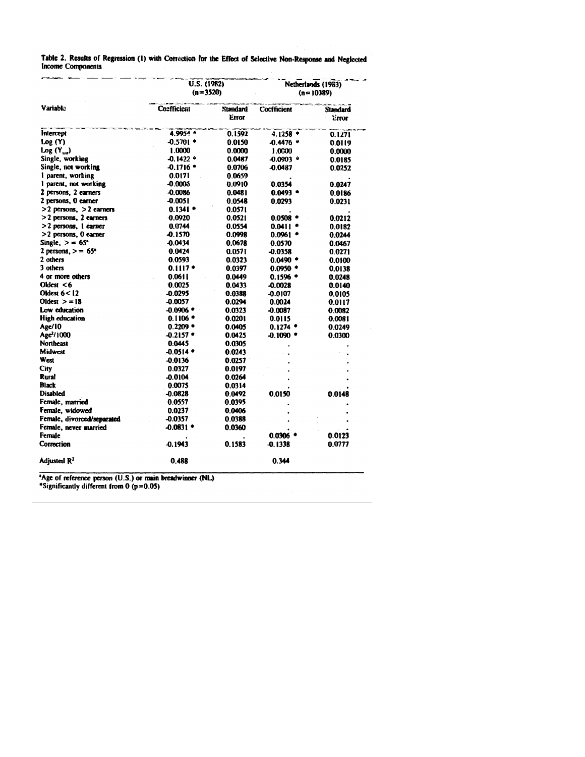Table 2. Results of Regression (1) with Correction for the Effect of Selective Non-Response and Neglected Income Components

| Variable | U.S. (1982) (n=3520) | | Netherlands (1983) (n=10389) | |
|---|---|---|---|---|
| | Coefficient | Standard Error | Coefficient | Standard Error |
| Intercept | 4.9954 * | 0.1592 | 4.1258 * | 0.1271 |
| Log (Y) | -0.5701 * | 0.0150 | -0.4476 * | 0.0119 |
| Log ($Y_{min}$) | 1.0000 | 0.0000 | 1.0000 | 0.0000 |
| Single, working | -0.1422 * | 0.0487 | -0.0903 * | 0.0185 |
| Single, not working | -0.1716 * | 0.0706 | -0.0487 | 0.0252 |
| 1 parent, working | 0.0171 | 0.0659 | . | . |
| 1 parent, not working | -0.0006 | 0.0910 | 0.0354 | 0.0247 |
| 2 persons, 2 earners | -0.0086 | 0.0481 | 0.0493 * | 0.0186 |
| 2 persons, 0 earner | -0.0051 | 0.0548 | 0.0293 | 0.0231 |
| >2 persons, >2 earners | 0.1341 * | 0.0571 | . | . |
| >2 persons, 2 earners | 0.0920 | 0.0521 | 0.0508 * | 0.0212 |
| >2 persons, 1 earner | 0.0744 | 0.0554 | 0.0411 * | 0.0182 |
| >2 persons, 0 earner | -0.1570 | 0.0998 | 0.0961 * | 0.0244 |
| Single, >= 65[a] | -0.0434 | 0.0678 | 0.0570 | 0.0467 |
| 2 persons, >= 65[a] | 0.0424 | 0.0571 | -0.0358 | 0.0271 |
| 2 others | 0.0593 | 0.0323 | 0.0490 * | 0.0100 |
| 3 others | 0.1117 * | 0.0397 | 0.0950 * | 0.0138 |
| 4 or more others | 0.0611 | 0.0449 | 0.1596 * | 0.0248 |
| Oldest <6 | 0.0025 | 0.0433 | -0.0028 | 0.0140 |
| Oldest 6<12 | -0.0295 | 0.0388 | -0.0107 | 0.0105 |
| Oldest >=18 | -0.0057 | 0.0294 | 0.0024 | 0.0117 |
| Low education | -0.0906 * | 0.0323 | -0.0087 | 0.0082 |
| High education | 0.1106 * | 0.0201 | 0.0115 | 0.0081 |
| Age/10 | 0.2209 * | 0.0405 | 0.1274 * | 0.0249 |
| $Age^2/1000$ | -0.2157 * | 0.0425 | -0.1090 * | 0.0300 |
| Northeast | 0.0445 | 0.0305 | . | . |
| Midwest | -0.0514 * | 0.0243 | . | . |
| West | -0.0136 | 0.0257 | . | . |
| City | 0.0327 | 0.0197 | . | . |
| Rural | -0.0104 | 0.0264 | . | . |
| Black | 0.0075 | 0.0314 | . | . |
| Disabled | -0.0828 | 0.0492 | 0.0150 | 0.0148 |
| Female, married | 0.0557 | 0.0395 | . | . |
| Female, widowed | 0.0237 | 0.0406 | . | . |
| Female, divorced/separated | -0.0357 | 0.0388 | . | . |
| Female, never married | -0.0831 * | 0.0360 | . | . |
| Female | . | . | 0.0306 * | 0.0123 |
| Correction | -0.1943 | 0.1583 | -0.1338 | 0.0777 |
| Adjusted $R^2$ | 0.488 | | 0.344 | |

[a]Age of reference person (U.S.) or main breadwinner (NL)
*Significantly different from 0 ($p=0.05$)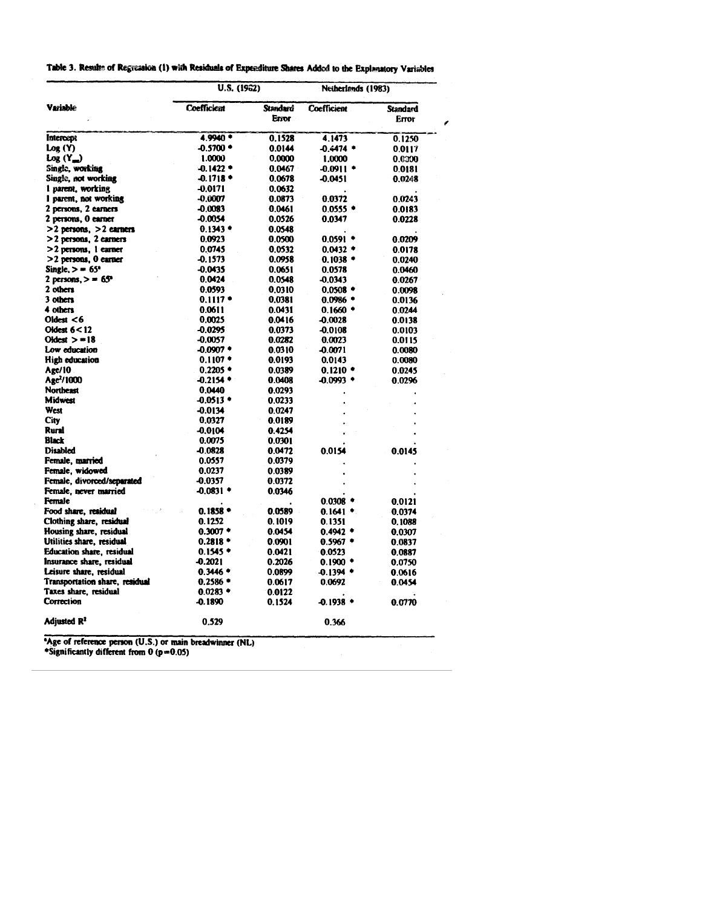**Table 3. Results of Regression (1) with Residuals of Expenditure Shares Added to the Explanatory Variables**

| Variable | U.S. (1982) Coefficient | U.S. (1982) Standard Error | Netherlands (1983) Coefficient | Netherlands (1983) Standard Error |
|---|---|---|---|---|
| Intercept | 4.9940 * | 0.1528 | 4.1473 | 0.1250 |
| Log (Y) | -0.5700 * | 0.0144 | -0.4474 * | 0.0117 |
| Log ($Y_{\min}$) | 1.0000 | 0.0000 | 1.0000 | 0.0000 |
| Single, working | -0.1422 * | 0.0467 | -0.0911 * | 0.0181 |
| Single, not working | -0.1718 * | 0.0678 | -0.0451 | 0.0248 |
| 1 parent, working | -0.0171 | 0.0632 | . | . |
| 1 parent, not working | -0.0007 | 0.0873 | 0.0372 | 0.0243 |
| 2 persons, 2 earners | -0.0083 | 0.0461 | 0.0555 * | 0.0183 |
| 2 persons, 0 earner | -0.0054 | 0.0526 | 0.0347 | 0.0228 |
| >2 persons, >2 earners | 0.1343 * | 0.0548 | . | . |
| >2 persons, 2 earners | 0.0923 | 0.0500 | 0.0591 * | 0.0209 |
| >2 persons, 1 earner | 0.0745 | 0.0532 | 0.0432 * | 0.0178 |
| >2 persons, 0 earner | -0.1573 | 0.0958 | 0.1038 * | 0.0240 |
| Single, >= 65[a] | -0.0435 | 0.0651 | 0.0578 | 0.0460 |
| 2 persons, >= 65[a] | 0.0424 | 0.0548 | -0.0343 | 0.0267 |
| 2 others | 0.0593 | 0.0310 | 0.0508 * | 0.0098 |
| 3 others | 0.1117 * | 0.0381 | 0.0986 * | 0.0136 |
| 4 others | 0.0611 | 0.0431 | 0.1660 * | 0.0244 |
| Oldest <6 | 0.0025 | 0.0416 | -0.0028 | 0.0138 |
| Oldest 6<12 | -0.0295 | 0.0373 | -0.0108 | 0.0103 |
| Oldest >=18 | -0.0057 | 0.0282 | 0.0023 | 0.0115 |
| Low education | -0.0907 * | 0.0310 | -0.0071 | 0.0080 |
| High education | 0.1107 * | 0.0193 | 0.0143 | 0.0080 |
| Age/10 | 0.2205 * | 0.0389 | 0.1210 * | 0.0245 |
| $Age^2$/1000 | -0.2154 * | 0.0408 | -0.0993 * | 0.0296 |
| Northeast | 0.0440 | 0.0293 | . | . |
| Midwest | -0.0513 * | 0.0233 | . | . |
| West | -0.0134 | 0.0247 | . | . |
| City | 0.0327 | 0.0189 | . | . |
| Rural | -0.0104 | 0.4254 | . | . |
| Black | 0.0075 | 0.0301 | . | . |
| Disabled | -0.0828 | 0.0472 | 0.0154 | 0.0145 |
| Female, married | 0.0557 | 0.0379 | . | . |
| Female, widowed | 0.0237 | 0.0389 | . | . |
| Female, divorced/separated | -0.0357 | 0.0372 | . | . |
| Female, never married | -0.0831 * | 0.0346 | . | . |
| Female | . | . | 0.0308 * | 0.0121 |
| Food share, residual | 0.1858 * | 0.0589 | 0.1641 * | 0.0374 |
| Clothing share, residual | 0.1252 | 0.1019 | 0.1351 | 0.1088 |
| Housing share, residual | 0.3007 * | 0.0454 | 0.4942 * | 0.0307 |
| Utilities share, residual | 0.2818 * | 0.0901 | 0.5967 * | 0.0837 |
| Education share, residual | 0.1545 * | 0.0421 | 0.0523 | 0.0887 |
| Insurance share, residual | -0.2021 | 0.2026 | 0.1900 * | 0.0750 |
| Leisure share, residual | 0.3446 * | 0.0899 | -0.1394 * | 0.0616 |
| Transportation share, residual | 0.2586 * | 0.0617 | 0.0692 | 0.0454 |
| Taxes share, residual | 0.0283 * | 0.0122 | . | . |
| Correction | -0.1890 | 0.1524 | -0.1938 * | 0.0770 |
| Adjusted $R^2$ | 0.529 | | 0.366 | |

[a]Age of reference person (U.S.) or main breadwinner (NL)
*Significantly different from 0 ($p=0.05$)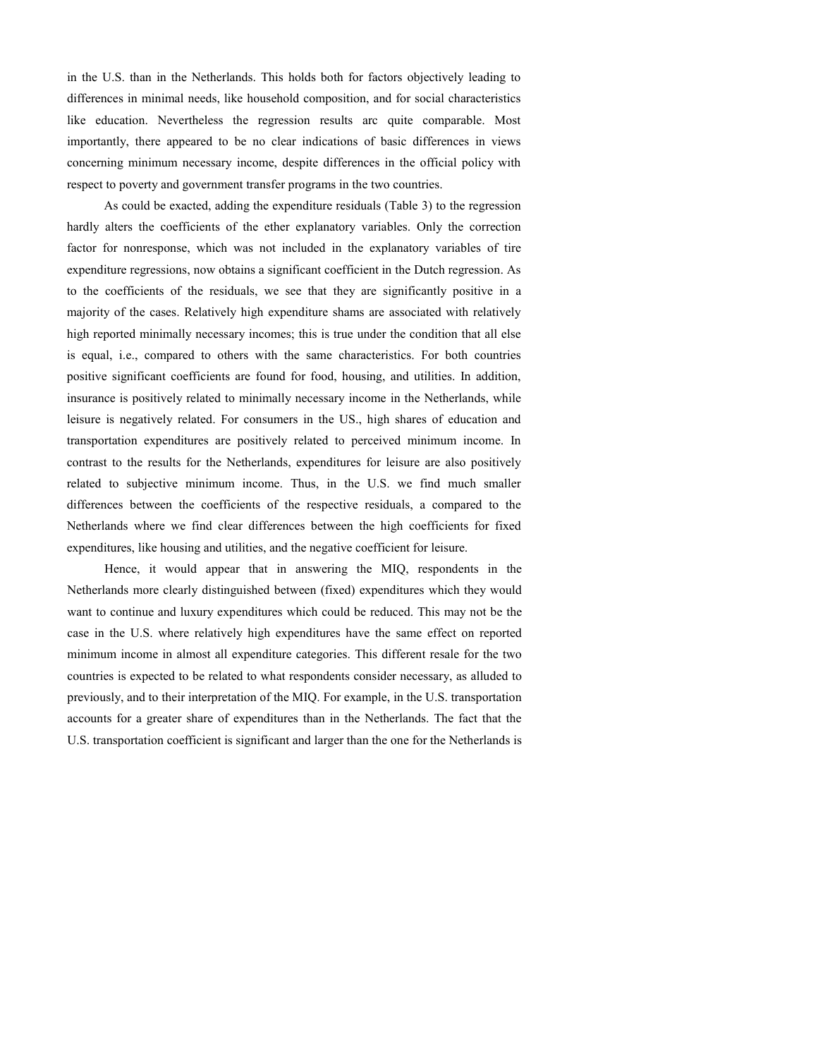in the U.S. than in the Netherlands. This holds both for factors objectively leading to differences in minimal needs, like household composition, and for social characteristics like education. Nevertheless the regression results arc quite comparable. Most importantly, there appeared to be no clear indications of basic differences in views concerning minimum necessary income, despite differences in the official policy with respect to poverty and government transfer programs in the two countries.

As could be exacted, adding the expenditure residuals (Table 3) to the regression hardly alters the coefficients of the ether explanatory variables. Only the correction factor for nonresponse, which was not included in the explanatory variables of tire expenditure regressions, now obtains a significant coefficient in the Dutch regression. As to the coefficients of the residuals, we see that they are significantly positive in a majority of the cases. Relatively high expenditure shams are associated with relatively high reported minimally necessary incomes; this is true under the condition that all else is equal, i.e., compared to others with the same characteristics. For both countries positive significant coefficients are found for food, housing, and utilities. In addition, insurance is positively related to minimally necessary income in the Netherlands, while leisure is negatively related. For consumers in the US., high shares of education and transportation expenditures are positively related to perceived minimum income. In contrast to the results for the Netherlands, expenditures for leisure are also positively related to subjective minimum income. Thus, in the U.S. we find much smaller differences between the coefficients of the respective residuals, a compared to the Netherlands where we find clear differences between the high coefficients for fixed expenditures, like housing and utilities, and the negative coefficient for leisure.

Hence, it would appear that in answering the MIQ, respondents in the Netherlands more clearly distinguished between (fixed) expenditures which they would want to continue and luxury expenditures which could be reduced. This may not be the case in the U.S. where relatively high expenditures have the same effect on reported minimum income in almost all expenditure categories. This different resale for the two countries is expected to be related to what respondents consider necessary, as alluded to previously, and to their interpretation of the MIQ. For example, in the U.S. transportation accounts for a greater share of expenditures than in the Netherlands. The fact that the U.S. transportation coefficient is significant and larger than the one for the Netherlands is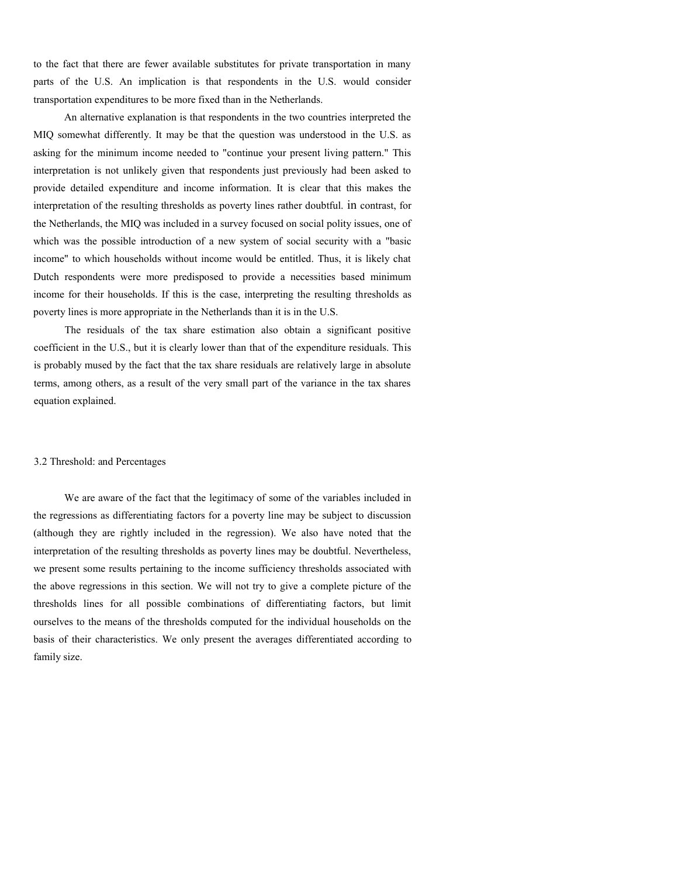to the fact that there are fewer available substitutes for private transportation in many parts of the U.S. An implication is that respondents in the U.S. would consider transportation expenditures to be more fixed than in the Netherlands.

An alternative explanation is that respondents in the two countries interpreted the MIQ somewhat differently. It may be that the question was understood in the U.S. as asking for the minimum income needed to "continue your present living pattern." This interpretation is not unlikely given that respondents just previously had been asked to provide detailed expenditure and income information. It is clear that this makes the interpretation of the resulting thresholds as poverty lines rather doubtful. in contrast, for the Netherlands, the MIQ was included in a survey focused on social polity issues, one of which was the possible introduction of a new system of social security with a "basic income" to which households without income would be entitled. Thus, it is likely chat Dutch respondents were more predisposed to provide a necessities based minimum income for their households. If this is the case, interpreting the resulting thresholds as poverty lines is more appropriate in the Netherlands than it is in the U.S.

The residuals of the tax share estimation also obtain a significant positive coefficient in the U.S., but it is clearly lower than that of the expenditure residuals. This is probably mused by the fact that the tax share residuals are relatively large in absolute terms, among others, as a result of the very small part of the variance in the tax shares equation explained.

### 3.2 Threshold: and Percentages

We are aware of the fact that the legitimacy of some of the variables included in the regressions as differentiating factors for a poverty line may be subject to discussion (although they are rightly included in the regression). We also have noted that the interpretation of the resulting thresholds as poverty lines may be doubtful. Nevertheless, we present some results pertaining to the income sufficiency thresholds associated with the above regressions in this section. We will not try to give a complete picture of the thresholds lines for all possible combinations of differentiating factors, but limit ourselves to the means of the thresholds computed for the individual households on the basis of their characteristics. We only present the averages differentiated according to family size.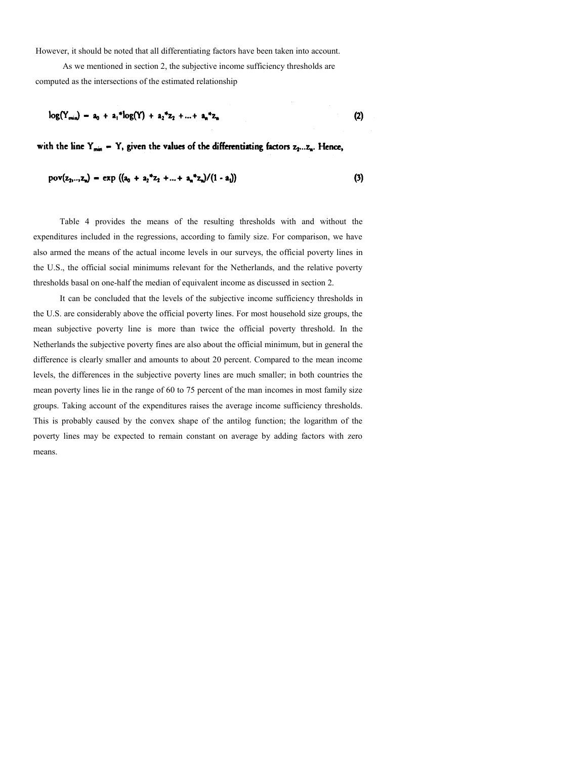However, it should be noted that all differentiating factors have been taken into account.

As we mentioned in section 2, the subjective income sufficiency thresholds are computed as the intersections of the estimated relationship

$$\log(Y_{min}) = a_0 + a_1 * \log(Y) + a_2 * z_2 + \ldots + a_n * z_n \tag{2}$$

with the line $Y_{min} = Y$, given the values of the differentiating factors $z_2 \ldots z_n$. Hence,

$$pov(z_2, \ldots, z_n) = \exp\left((a_0 + a_2 * z_2 + \ldots + a_n * z_n)/(1 - a_1)\right) \tag{3}$$

Table 4 provides the means of the resulting thresholds with and without the expenditures included in the regressions, according to family size. For comparison, we have also armed the means of the actual income levels in our surveys, the official poverty lines in the U.S., the official social minimums relevant for the Netherlands, and the relative poverty thresholds basal on one-half the median of equivalent income as discussed in section 2.

It can be concluded that the levels of the subjective income sufficiency thresholds in the U.S. are considerably above the official poverty lines. For most household size groups, the mean subjective poverty line is more than twice the official poverty threshold. In the Netherlands the subjective poverty fines are also about the official minimum, but in general the difference is clearly smaller and amounts to about 20 percent. Compared to the mean income levels, the differences in the subjective poverty lines are much smaller; in both countries the mean poverty lines lie in the range of 60 to 75 percent of the man incomes in most family size groups. Taking account of the expenditures raises the average income sufficiency thresholds. This is probably caused by the convex shape of the antilog function; the logarithm of the poverty lines may be expected to remain constant on average by adding factors with zero means.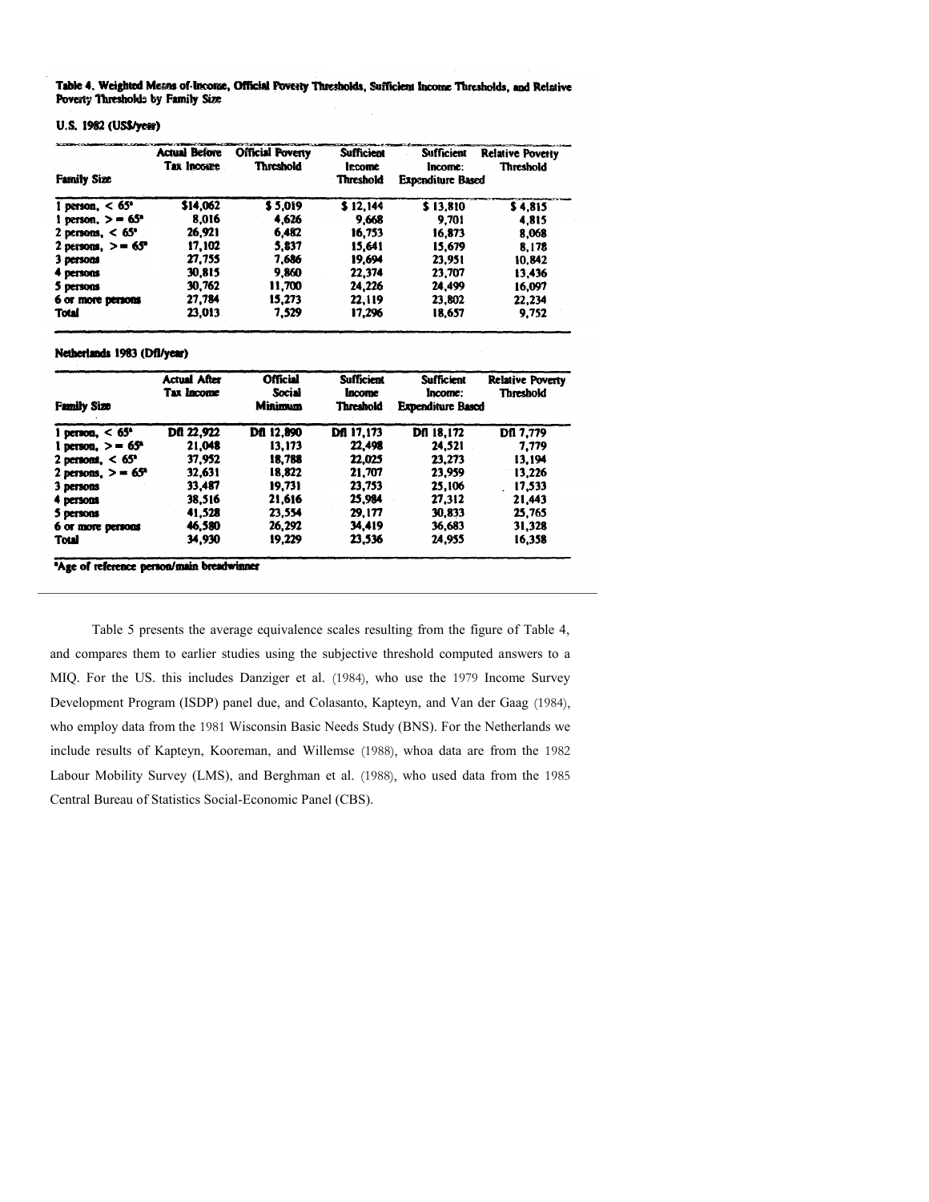**Table 4. Weighted Means of Income, Official Poverty Thresholds, Sufficient Income Thresholds, and Relative Poverty Thresholds by Family Size**

**U.S. 1982 (US$/year)**

| Family Size | Actual Before Tax Income | Official Poverty Threshold | Sufficient Income Threshold | Sufficient Income: Expenditure Based | Relative Poverty Threshold |
|---|---|---|---|---|---|
| 1 person, < 65[a] | $14,062 | $ 5,019 | $ 12,144 | $ 13,810 | $ 4,815 |
| 1 person, >= 65[a] | 8,016 | 4,626 | 9,668 | 9,701 | 4,815 |
| 2 persons, < 65[a] | 26,921 | 6,482 | 16,753 | 16,873 | 8,068 |
| 2 persons, >= 65[a] | 17,102 | 5,837 | 15,641 | 15,679 | 8,178 |
| 3 persons | 27,755 | 7,686 | 19,694 | 23,951 | 10,842 |
| 4 persons | 30,815 | 9,860 | 22,374 | 23,707 | 13,436 |
| 5 persons | 30,762 | 11,700 | 24,226 | 24,499 | 16,097 |
| 6 or more persons | 27,784 | 15,273 | 22,119 | 23,802 | 22,234 |
| Total | 23,013 | 7,529 | 17,296 | 18,657 | 9,752 |

**Netherlands 1983 (Dfl/year)**

| Family Size | Actual After Tax Income | Official Social Minimum | Sufficient Income Threshold | Sufficient Income: Expenditure Based | Relative Poverty Threshold |
|---|---|---|---|---|---|
| 1 person, < 65[a] | Dfl 22,922 | Dfl 12,890 | Dfl 17,173 | Dfl 18,172 | Dfl 7,779 |
| 1 person, >= 65[a] | 21,048 | 13,173 | 22,498 | 24,521 | 7,779 |
| 2 persons, < 65[a] | 37,952 | 18,788 | 22,025 | 23,273 | 13,194 |
| 2 persons, >= 65[a] | 32,631 | 18,822 | 21,707 | 23,959 | 13,226 |
| 3 persons | 33,487 | 19,731 | 23,753 | 25,106 | 17,533 |
| 4 persons | 38,516 | 21,616 | 25,984 | 27,312 | 21,443 |
| 5 persons | 41,528 | 23,554 | 29,177 | 30,833 | 25,765 |
| 6 or more persons | 46,580 | 26,292 | 34,419 | 36,683 | 31,328 |
| Total | 34,930 | 19,229 | 23,536 | 24,955 | 16,358 |

[a]Age of reference person/main breadwinner

Table 5 presents the average equivalence scales resulting from the figure of Table 4, and compares them to earlier studies using the subjective threshold computed answers to a MIQ. For the US. this includes Danziger et al. (1984), who use the 1979 Income Survey Development Program (ISDP) panel due, and Colasanto, Kapteyn, and Van der Gaag (1984), who employ data from the 1981 Wisconsin Basic Needs Study (BNS). For the Netherlands we include results of Kapteyn, Kooreman, and Willemse (1988), whoa data are from the 1982 Labour Mobility Survey (LMS), and Berghman et al. (1988), who used data from the 1985 Central Bureau of Statistics Social-Economic Panel (CBS).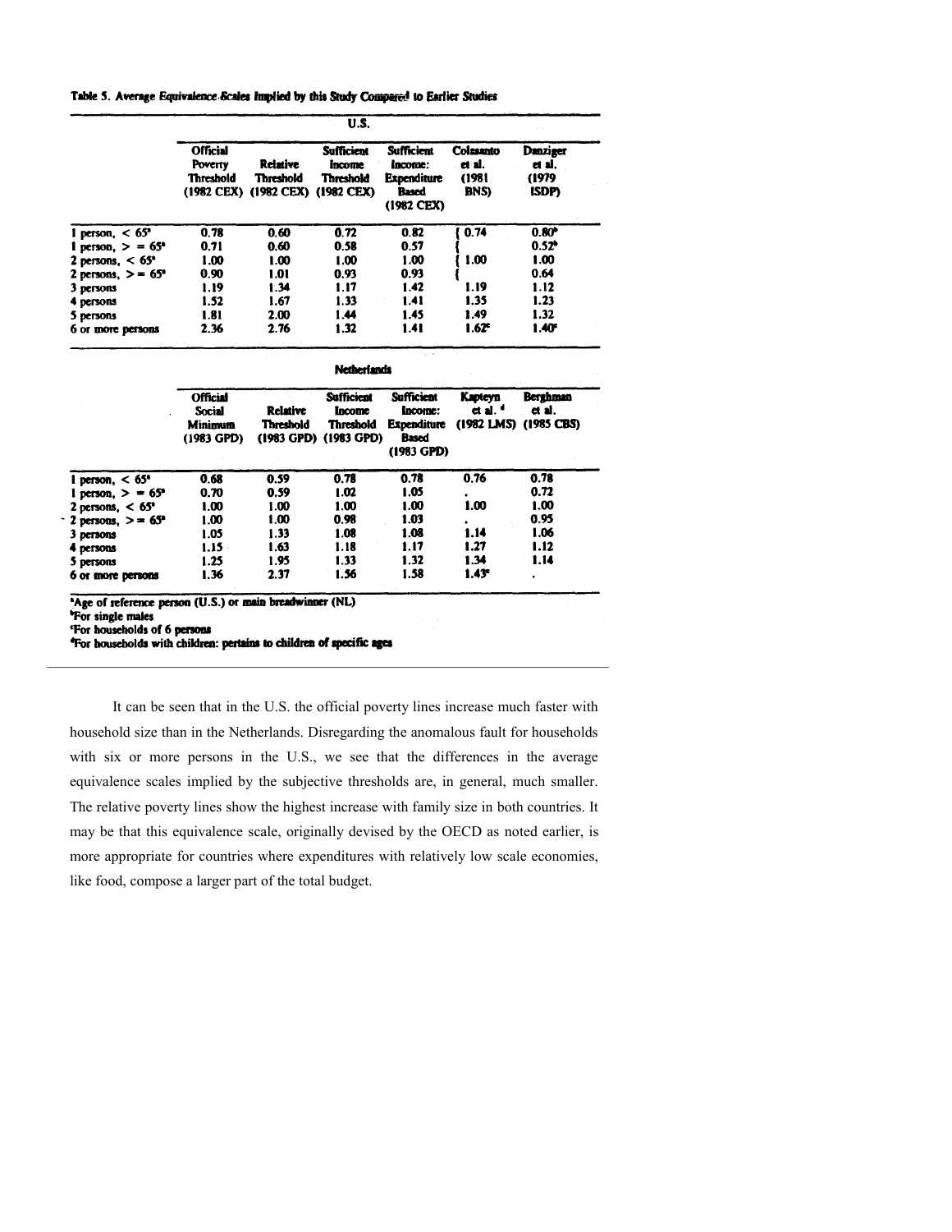**Table 5. Average Equivalence Scales Implied by this Study Compared to Earlier Studies**

| | U.S. | | | | | |
|---|---|---|---|---|---|---|
| | Official Poverty Threshold (1982 CEX) | Relative Threshold (1982 CEX) | Sufficient Income Threshold (1982 CEX) | Sufficient Income: Expenditure Based (1982 CEX) | Colasanto et al. (1981 BNS) | Danziger et al. (1979 ISDP) |
| 1 person, < 65[a] | 0.78 | 0.60 | 0.72 | 0.82 | { 0.74 | 0.80[b] |
| 1 person, > = 65[a] | 0.71 | 0.60 | 0.58 | 0.57 | { | 0.52[b] |
| 2 persons, < 65[a] | 1.00 | 1.00 | 1.00 | 1.00 | { 1.00 | 1.00 |
| 2 persons, >= 65[a] | 0.90 | 1.01 | 0.93 | 0.93 | { | 0.64 |
| 3 persons | 1.19 | 1.34 | 1.17 | 1.42 | 1.19 | 1.12 |
| 4 persons | 1.52 | 1.67 | 1.33 | 1.41 | 1.35 | 1.23 |
| 5 persons | 1.81 | 2.00 | 1.44 | 1.45 | 1.49 | 1.32 |
| 6 or more persons | 2.36 | 2.76 | 1.32 | 1.41 | 1.62[c] | 1.40[c] |

| | Netherlands | | | | | |
|---|---|---|---|---|---|---|
| | Official Social Minimum (1983 GPD) | Relative Threshold (1983 GPD) | Sufficient Income Threshold (1983 GPD) | Sufficient Income: Expenditure Based (1983 GPD) | Kapteyn et al. [d] (1982 LMS) | Berghman et al. (1985 CBS) |
| 1 person, < 65[a] | 0.68 | 0.59 | 0.78 | 0.78 | 0.76 | 0.78 |
| 1 person, > = 65[a] | 0.70 | 0.59 | 1.02 | 1.05 | . | 0.72 |
| 2 persons, < 65[a] | 1.00 | 1.00 | 1.00 | 1.00 | 1.00 | 1.00 |
| 2 persons, >= 65[a] | 1.00 | 1.00 | 0.98 | 1.03 | . | 0.95 |
| 3 persons | 1.05 | 1.33 | 1.08 | 1.08 | 1.14 | 1.06 |
| 4 persons | 1.15 | 1.63 | 1.18 | 1.17 | 1.27 | 1.12 |
| 5 persons | 1.25 | 1.95 | 1.33 | 1.32 | 1.34 | 1.14 |
| 6 or more persons | 1.36 | 2.37 | 1.56 | 1.58 | 1.43[c] | . |

[a]Age of reference person (U.S.) or main breadwinner (NL)
[b]For single males
[c]For households of 6 persons
[d]For households with children: pertains to children of specific ages

It can be seen that in the U.S. the official poverty lines increase much faster with household size than in the Netherlands. Disregarding the anomalous fault for households with six or more persons in the U.S., we see that the differences in the average equivalence scales implied by the subjective thresholds are, in general, much smaller. The relative poverty lines show the highest increase with family size in both countries. It may be that this equivalence scale, originally devised by the OECD as noted earlier, is more appropriate for countries where expenditures with relatively low scale economies, like food, compose a larger part of the total budget.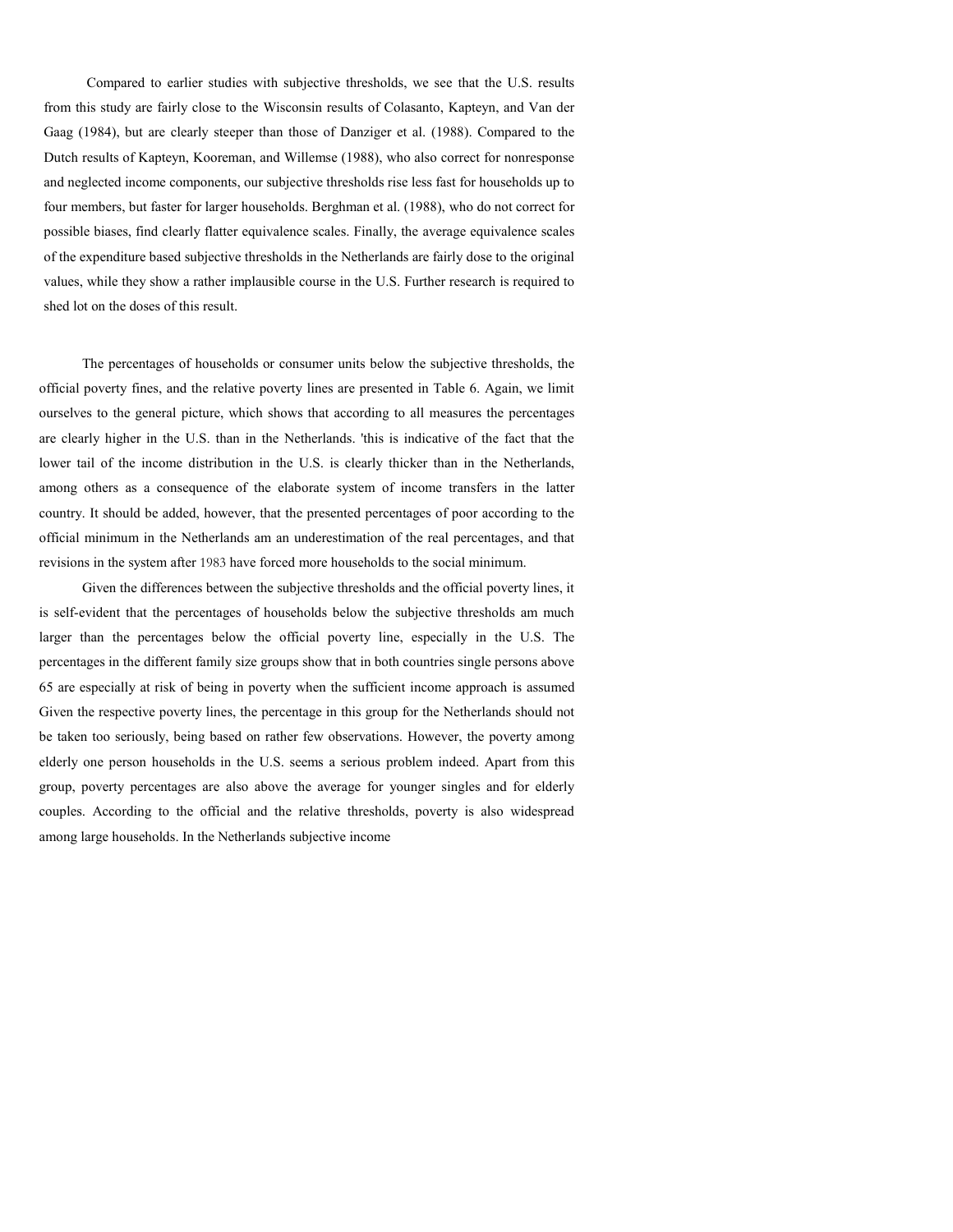Compared to earlier studies with subjective thresholds, we see that the U.S. results from this study are fairly close to the Wisconsin results of Colasanto, Kapteyn, and Van der Gaag (1984), but are clearly steeper than those of Danziger et al. (1988). Compared to the Dutch results of Kapteyn, Kooreman, and Willemse (1988), who also correct for nonresponse and neglected income components, our subjective thresholds rise less fast for households up to four members, but faster for larger households. Berghman et al. (1988), who do not correct for possible biases, find clearly flatter equivalence scales. Finally, the average equivalence scales of the expenditure based subjective thresholds in the Netherlands are fairly dose to the original values, while they show a rather implausible course in the U.S. Further research is required to shed lot on the doses of this result.

The percentages of households or consumer units below the subjective thresholds, the official poverty fines, and the relative poverty lines are presented in Table 6. Again, we limit ourselves to the general picture, which shows that according to all measures the percentages are clearly higher in the U.S. than in the Netherlands. 'this is indicative of the fact that the lower tail of the income distribution in the U.S. is clearly thicker than in the Netherlands, among others as a consequence of the elaborate system of income transfers in the latter country. It should be added, however, that the presented percentages of poor according to the official minimum in the Netherlands am an underestimation of the real percentages, and that revisions in the system after 1983 have forced more households to the social minimum.

Given the differences between the subjective thresholds and the official poverty lines, it is self-evident that the percentages of households below the subjective thresholds am much larger than the percentages below the official poverty line, especially in the U.S. The percentages in the different family size groups show that in both countries single persons above 65 are especially at risk of being in poverty when the sufficient income approach is assumed Given the respective poverty lines, the percentage in this group for the Netherlands should not be taken too seriously, being based on rather few observations. However, the poverty among elderly one person households in the U.S. seems a serious problem indeed. Apart from this group, poverty percentages are also above the average for younger singles and for elderly couples. According to the official and the relative thresholds, poverty is also widespread among large households. In the Netherlands subjective income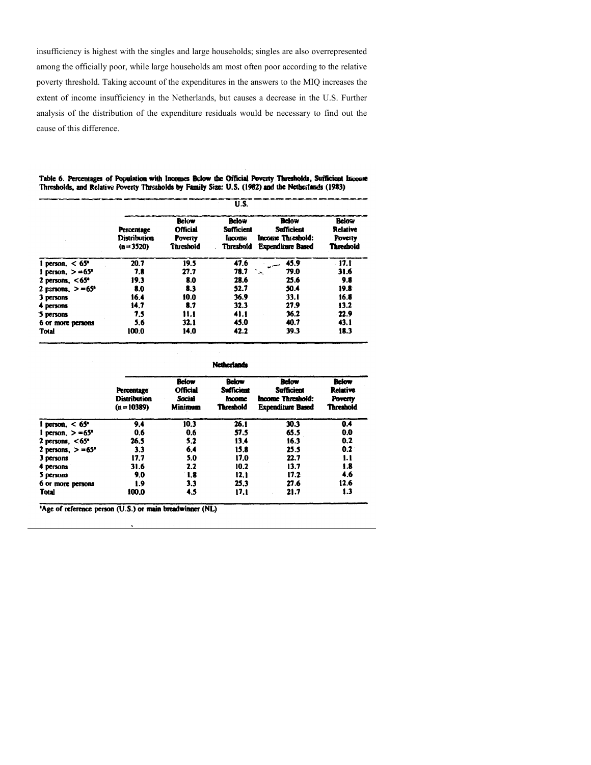insufficiency is highest with the singles and large households; singles are also overrepresented among the officially poor, while large households am most often poor according to the relative poverty threshold. Taking account of the expenditures in the answers to the MIQ increases the extent of income insufficiency in the Netherlands, but causes a decrease in the U.S. Further analysis of the distribution of the expenditure residuals would be necessary to find out the cause of this difference.

**Table 6. Percentages of Population with Incomes Below the Official Poverty Thresholds, Sufficient Income Thresholds, and Relative Poverty Thresholds by Family Size: U.S. (1982) and the Netherlands (1983)**

**U.S.**

| | Percentage Distribution (n=3520) | Below Official Poverty Threshold | Below Sufficient Income Threshold | Below Sufficient Income Threshold: Expenditure Based | Below Relative Poverty Threshold |
|---|---|---|---|---|---|
| 1 person, < 65* | 20.7 | 19.5 | 47.6 | 45.9 | 17.1 |
| 1 person, >=65* | 7.8 | 27.7 | 78.7 | 79.0 | 31.6 |
| 2 persons, <65* | 19.3 | 8.0 | 28.6 | 25.6 | 9.8 |
| 2 persons, >=65* | 8.0 | 8.3 | 52.7 | 50.4 | 19.8 |
| 3 persons | 16.4 | 10.0 | 36.9 | 33.1 | 16.8 |
| 4 persons | 14.7 | 8.7 | 32.3 | 27.9 | 13.2 |
| 5 persons | 7.5 | 11.1 | 41.1 | 36.2 | 22.9 |
| 6 or more persons | 5.6 | 32.1 | 45.0 | 40.7 | 43.1 |
| Total | 100.0 | 14.0 | 42.2 | 39.3 | 18.3 |

**Netherlands**

| | Percentage Distribution (n=10389) | Below Official Social Minimum | Below Sufficient Income Threshold | Below Sufficient Income Threshold: Expenditure Based | Below Relative Poverty Threshold |
|---|---|---|---|---|---|
| 1 person, < 65* | 9.4 | 10.3 | 26.1 | 30.3 | 0.4 |
| 1 person, >=65* | 0.6 | 0.6 | 57.5 | 65.5 | 0.0 |
| 2 persons, <65* | 26.5 | 5.2 | 13.4 | 16.3 | 0.2 |
| 2 persons, >=65* | 3.3 | 6.4 | 15.8 | 25.5 | 0.2 |
| 3 persons | 17.7 | 5.0 | 17.0 | 22.7 | 1.1 |
| 4 persons | 31.6 | 2.2 | 10.2 | 13.7 | 1.8 |
| 5 persons | 9.0 | 1.8 | 12.1 | 17.2 | 4.6 |
| 6 or more persons | 1.9 | 3.3 | 25.3 | 27.6 | 12.6 |
| Total | 100.0 | 4.5 | 17.1 | 21.7 | 1.3 |

*Age of reference person (U.S.) or main breadwinner (NL)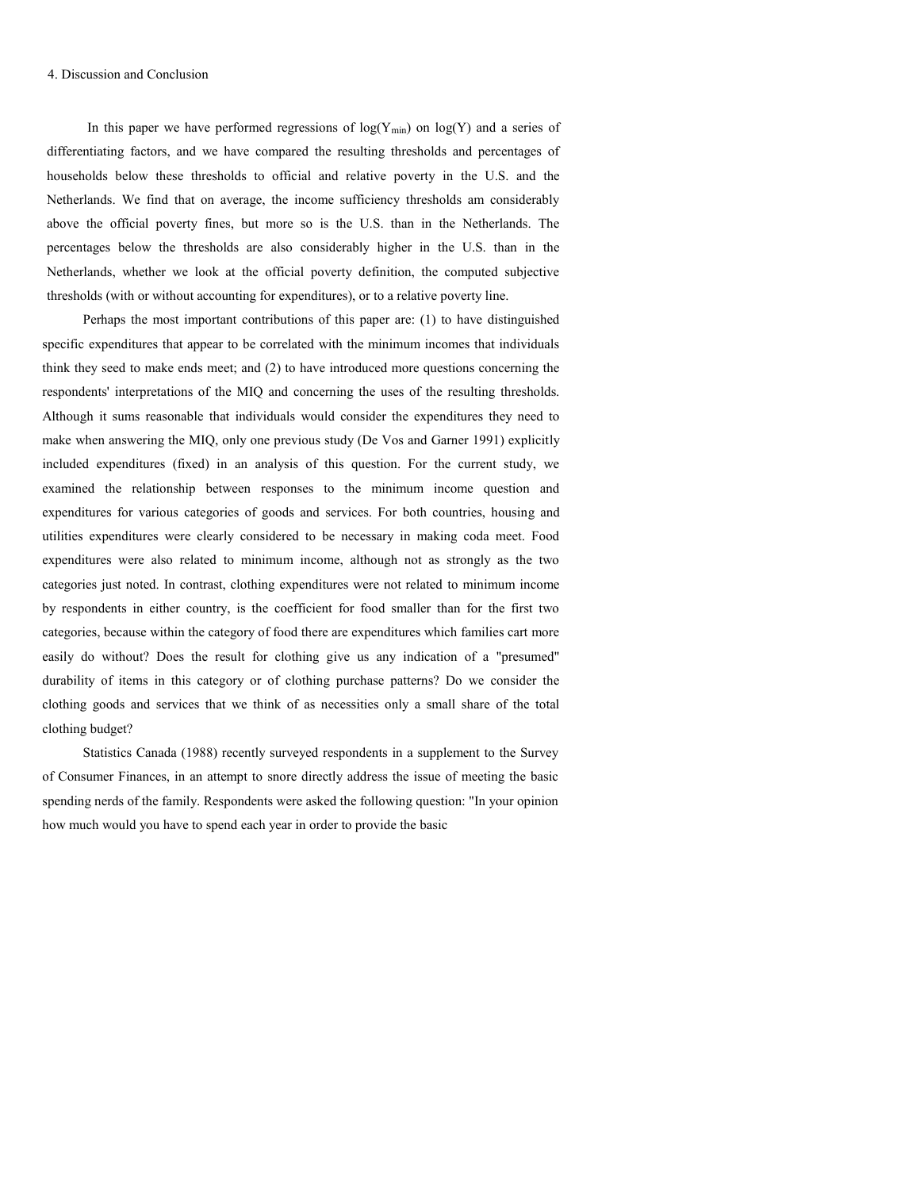## 4. Discussion and Conclusion

In this paper we have performed regressions of $\log(Y_{min})$ on $\log(Y)$ and a series of differentiating factors, and we have compared the resulting thresholds and percentages of households below these thresholds to official and relative poverty in the U.S. and the Netherlands. We find that on average, the income sufficiency thresholds am considerably above the official poverty fines, but more so is the U.S. than in the Netherlands. The percentages below the thresholds are also considerably higher in the U.S. than in the Netherlands, whether we look at the official poverty definition, the computed subjective thresholds (with or without accounting for expenditures), or to a relative poverty line.

Perhaps the most important contributions of this paper are: (1) to have distinguished specific expenditures that appear to be correlated with the minimum incomes that individuals think they seed to make ends meet; and (2) to have introduced more questions concerning the respondents' interpretations of the MIQ and concerning the uses of the resulting thresholds. Although it sums reasonable that individuals would consider the expenditures they need to make when answering the MIQ, only one previous study (De Vos and Garner 1991) explicitly included expenditures (fixed) in an analysis of this question. For the current study, we examined the relationship between responses to the minimum income question and expenditures for various categories of goods and services. For both countries, housing and utilities expenditures were clearly considered to be necessary in making coda meet. Food expenditures were also related to minimum income, although not as strongly as the two categories just noted. In contrast, clothing expenditures were not related to minimum income by respondents in either country, is the coefficient for food smaller than for the first two categories, because within the category of food there are expenditures which families cart more easily do without? Does the result for clothing give us any indication of a "presumed" durability of items in this category or of clothing purchase patterns? Do we consider the clothing goods and services that we think of as necessities only a small share of the total clothing budget?

Statistics Canada (1988) recently surveyed respondents in a supplement to the Survey of Consumer Finances, in an attempt to snore directly address the issue of meeting the basic spending nerds of the family. Respondents were asked the following question: "In your opinion how much would you have to spend each year in order to provide the basic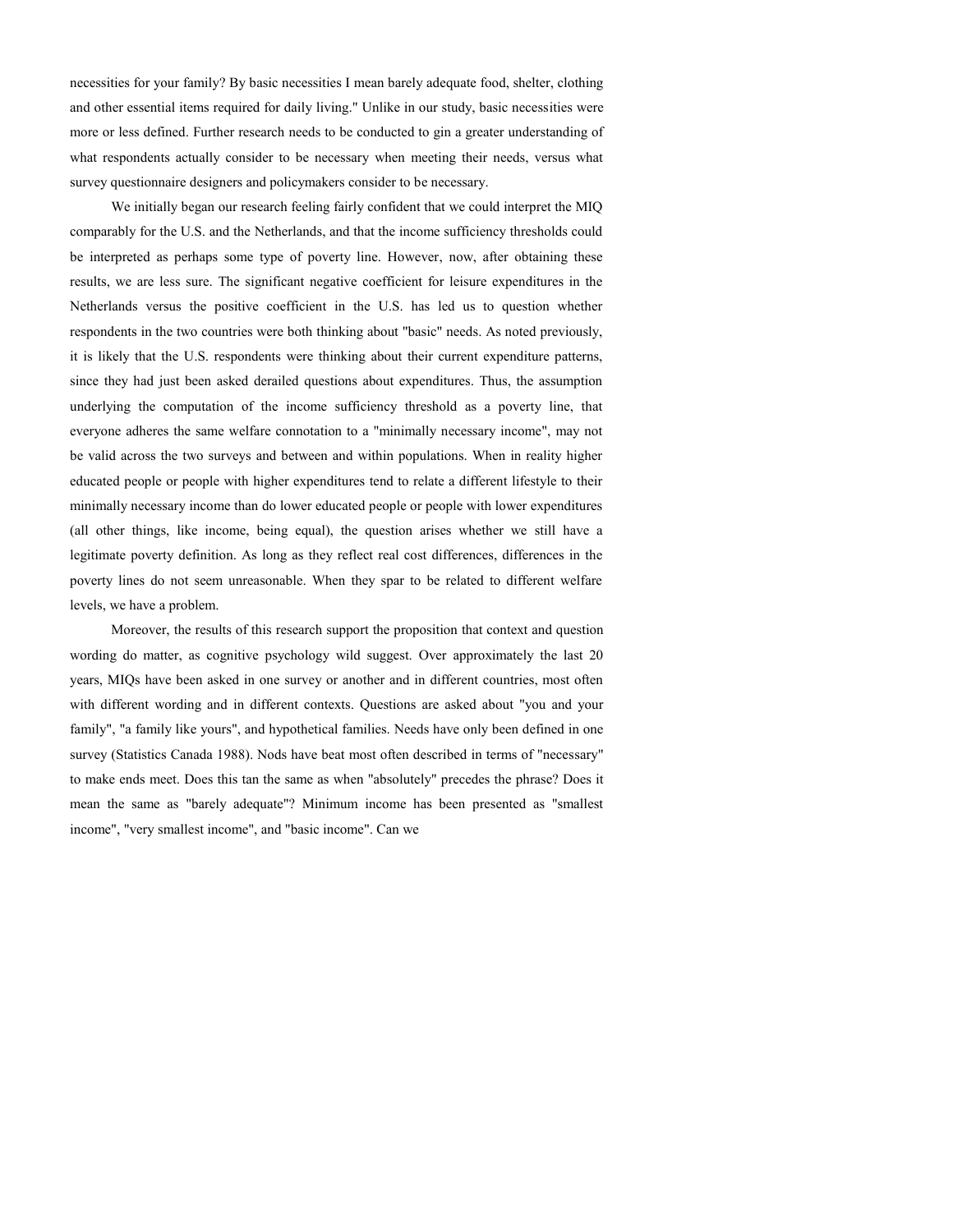necessities for your family? By basic necessities I mean barely adequate food, shelter, clothing and other essential items required for daily living." Unlike in our study, basic necessities were more or less defined. Further research needs to be conducted to gin a greater understanding of what respondents actually consider to be necessary when meeting their needs, versus what survey questionnaire designers and policymakers consider to be necessary.

We initially began our research feeling fairly confident that we could interpret the MIQ comparably for the U.S. and the Netherlands, and that the income sufficiency thresholds could be interpreted as perhaps some type of poverty line. However, now, after obtaining these results, we are less sure. The significant negative coefficient for leisure expenditures in the Netherlands versus the positive coefficient in the U.S. has led us to question whether respondents in the two countries were both thinking about "basic" needs. As noted previously, it is likely that the U.S. respondents were thinking about their current expenditure patterns, since they had just been asked derailed questions about expenditures. Thus, the assumption underlying the computation of the income sufficiency threshold as a poverty line, that everyone adheres the same welfare connotation to a "minimally necessary income", may not be valid across the two surveys and between and within populations. When in reality higher educated people or people with higher expenditures tend to relate a different lifestyle to their minimally necessary income than do lower educated people or people with lower expenditures (all other things, like income, being equal), the question arises whether we still have a legitimate poverty definition. As long as they reflect real cost differences, differences in the poverty lines do not seem unreasonable. When they spar to be related to different welfare levels, we have a problem.

Moreover, the results of this research support the proposition that context and question wording do matter, as cognitive psychology wild suggest. Over approximately the last 20 years, MIQs have been asked in one survey or another and in different countries, most often with different wording and in different contexts. Questions are asked about "you and your family", "a family like yours", and hypothetical families. Needs have only been defined in one survey (Statistics Canada 1988). Nods have beat most often described in terms of "necessary" to make ends meet. Does this tan the same as when "absolutely" precedes the phrase? Does it mean the same as "barely adequate"? Minimum income has been presented as "smallest income", "very smallest income", and "basic income". Can we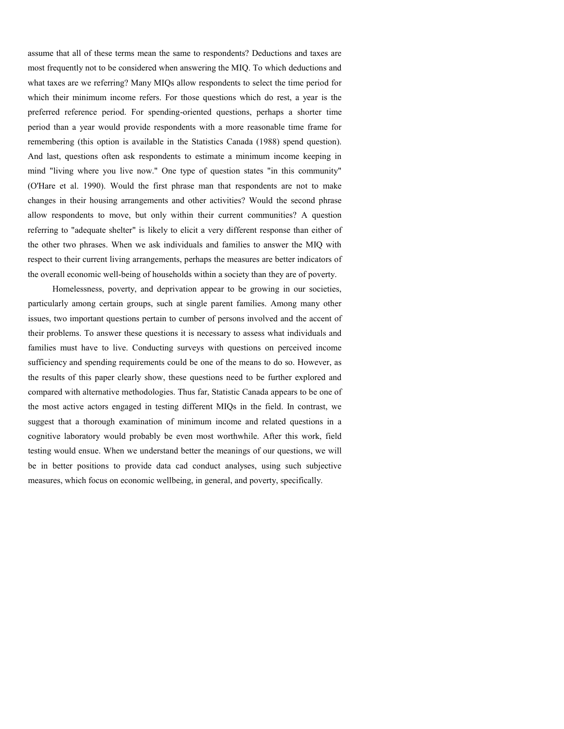assume that all of these terms mean the same to respondents? Deductions and taxes are most frequently not to be considered when answering the MIQ. To which deductions and what taxes are we referring? Many MIQs allow respondents to select the time period for which their minimum income refers. For those questions which do rest, a year is the preferred reference period. For spending-oriented questions, perhaps a shorter time period than a year would provide respondents with a more reasonable time frame for remembering (this option is available in the Statistics Canada (1988) spend question). And last, questions often ask respondents to estimate a minimum income keeping in mind "living where you live now." One type of question states "in this community" (O'Hare et al. 1990). Would the first phrase man that respondents are not to make changes in their housing arrangements and other activities? Would the second phrase allow respondents to move, but only within their current communities? A question referring to "adequate shelter" is likely to elicit a very different response than either of the other two phrases. When we ask individuals and families to answer the MIQ with respect to their current living arrangements, perhaps the measures are better indicators of the overall economic well-being of households within a society than they are of poverty.

Homelessness, poverty, and deprivation appear to be growing in our societies, particularly among certain groups, such at single parent families. Among many other issues, two important questions pertain to cumber of persons involved and the accent of their problems. To answer these questions it is necessary to assess what individuals and families must have to live. Conducting surveys with questions on perceived income sufficiency and spending requirements could be one of the means to do so. However, as the results of this paper clearly show, these questions need to be further explored and compared with alternative methodologies. Thus far, Statistic Canada appears to be one of the most active actors engaged in testing different MIQs in the field. In contrast, we suggest that a thorough examination of minimum income and related questions in a cognitive laboratory would probably be even most worthwhile. After this work, field testing would ensue. When we understand better the meanings of our questions, we will be in better positions to provide data cad conduct analyses, using such subjective measures, which focus on economic wellbeing, in general, and poverty, specifically.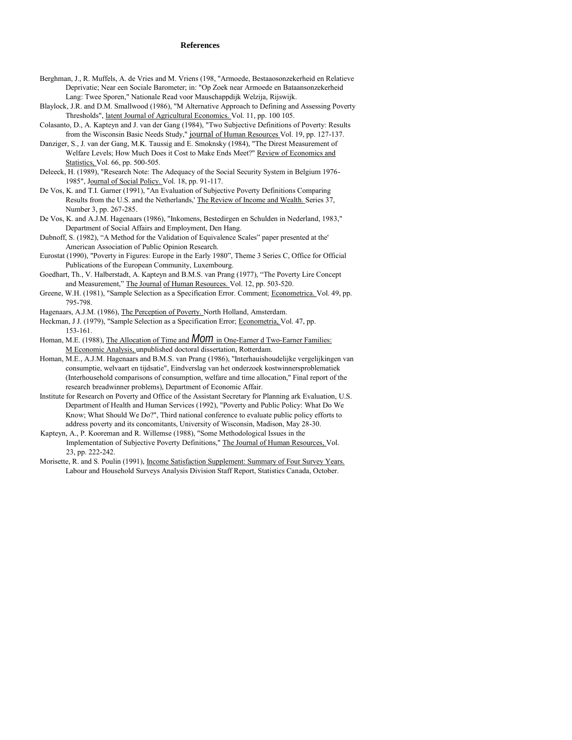# References

Berghman, J., R. Muffels, A. de Vries and M. Vriens (198, "Armoede, Bestaaosonzekerheid en Relatieve Deprivatie; Near een Sociale Barometer; in: "Op Zoek near Armoede en Bataansonzekerheid Lang: Twee Sporen," Nationale Read voor Mauschappdijk Welzija, Rijswijk.

Blaylock, J.R. and D.M. Smallwood (1986), "M Alternative Approach to Defining and Assessing Poverty Thresholds", latent Journal of Agricultural Economics. Vol. 11, pp. 100 105.

Colasanto, D., A. Kapteyn and J. van der Gang (1984), "Two Subjective Definitions of Poverty: Results from the Wisconsin Basic Needs Study," journal of Human Resources Vol. 19, pp. 127-137.

Danziger, S., J. van der Gang, M.K. Taussig and E. Smoknsky (1984), "The Direst Measurement of Welfare Levels; How Much Does it Cost to Make Ends Meet?" Review of Economics and Statistics, Vol. 66, pp. 500-505.

Deleeck, H. (1989), "Research Note: The Adequacy of the Social Security System in Belgium 1976-1985", Journal of Social Policy. Vol. 18, pp. 91-117.

De Vos, K. and T.I. Garner (1991), "An Evaluation of Subjective Poverty Definitions Comparing Results from the U.S. and the Netherlands,' The Review of Income and Wealth. Series 37, Number 3, pp. 267-285.

De Vos, K. and A.J.M. Hagenaars (1986), "Inkomens, Bestedirgen en Schulden in Nederland, 1983," Department of Social Affairs and Employment, Den Hang.

Dubnoff, S. (1982), "A Method for the Validation of Equivalence Scales" paper presented at the' American Association of Public Opinion Research.

Eurostat (1990), "Poverty in Figures: Europe in the Early 1980", Theme 3 Series C, Office for Official Publications of the European Community, Luxembourg.

Goedhart, Th., V. Halberstadt, A. Kapteyn and B.M.S. van Prang (1977), "The Poverty Lire Concept and Measurement," The Journal of Human Resources. Vol. 12, pp. 503-520.

Greene, W.H. (1981), "Sample Selection as a Specification Error. Comment; Econometrica. Vol. 49, pp. 795-798.

Hagenaars, A.J.M. (1986), The Perception of Poverty. North Holland, Amsterdam.

Heckman, J J. (1979), "Sample Selection as a Specification Error; Econometria, Vol. 47, pp. 153-161.

Homan, M.E. (1988), The Allocation of Time and Mom in One-Earner d Two-Earner Families: M Economic Analysis, unpublished doctoral dissertation, Rotterdam.

Homan, M.E., A.J.M. Hagenaars and B.M.S. van Prang (1986), "Interhauishoudelijke vergelijkingen van consumptie, welvaart en tijdsatie", Eindverslag van het onderzoek kostwinnersproblematiek (Interhousehold comparisons of consumption, welfare and time allocation," Final report of the research breadwinner problems), Department of Economic Affair.

Institute for Research on Poverty and Office of the Assistant Secretary for Planning ark Evaluation, U.S. Department of Health and Human Services (1992), "Poverty and Public Policy: What Do We Know; What Should We Do?", Third national conference to evaluate public policy efforts to address poverty and its concomitants, University of Wisconsin, Madison, May 28-30.

Kapteyn, A., P. Kooreman and R. Willemse (1988), "Some Methodological Issues in the Implementation of Subjective Poverty Definitions," The Journal of Human Resources, Vol. 23, pp. 222-242.

Morisette, R. and S. Poulin (1991), Income Satisfaction Supplement: Summary of Four Survey Years. Labour and Household Surveys Analysis Division Staff Report, Statistics Canada, October.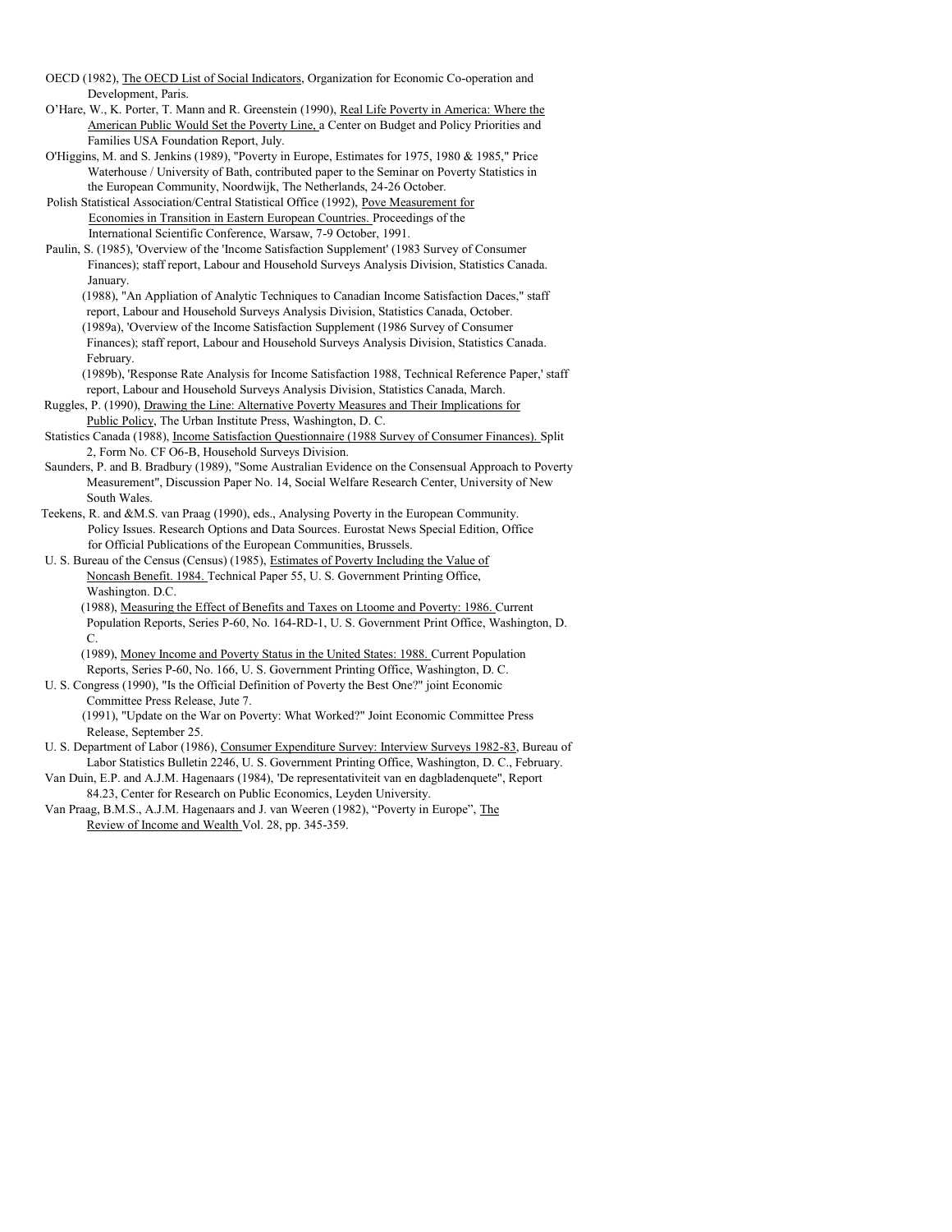OECD (1982), The OECD List of Social Indicators, Organization for Economic Co-operation and Development, Paris.

O'Hare, W., K. Porter, T. Mann and R. Greenstein (1990), Real Life Poverty in America: Where the American Public Would Set the Poverty Line, a Center on Budget and Policy Priorities and Families USA Foundation Report, July.

O'Higgins, M. and S. Jenkins (1989), "Poverty in Europe, Estimates for 1975, 1980 & 1985," Price Waterhouse / University of Bath, contributed paper to the Seminar on Poverty Statistics in the European Community, Noordwijk, The Netherlands, 24-26 October.

Polish Statistical Association/Central Statistical Office (1992), Pove Measurement for Economies in Transition in Eastern European Countries. Proceedings of the International Scientific Conference, Warsaw, 7-9 October, 1991.

Paulin, S. (1985), 'Overview of the 'Income Satisfaction Supplement' (1983 Survey of Consumer Finances); staff report, Labour and Household Surveys Analysis Division, Statistics Canada. January.

(1988), "An Appliation of Analytic Techniques to Canadian Income Satisfaction Daces," staff report, Labour and Household Surveys Analysis Division, Statistics Canada, October.

(1989a), 'Overview of the Income Satisfaction Supplement (1986 Survey of Consumer Finances); staff report, Labour and Household Surveys Analysis Division, Statistics Canada. February.

(1989b), 'Response Rate Analysis for Income Satisfaction 1988, Technical Reference Paper,' staff report, Labour and Household Surveys Analysis Division, Statistics Canada, March.

Ruggles, P. (1990), Drawing the Line: Alternative Poverty Measures and Their Implications for Public Policy, The Urban Institute Press, Washington, D. C.

Statistics Canada (1988), Income Satisfaction Questionnaire (1988 Survey of Consumer Finances). Split 2, Form No. CF O6-B, Household Surveys Division.

Saunders, P. and B. Bradbury (1989), "Some Australian Evidence on the Consensual Approach to Poverty Measurement", Discussion Paper No. 14, Social Welfare Research Center, University of New South Wales.

Teekens, R. and &M.S. van Praag (1990), eds., Analysing Poverty in the European Community. Policy Issues. Research Options and Data Sources. Eurostat News Special Edition, Office for Official Publications of the European Communities, Brussels.

U. S. Bureau of the Census (Census) (1985), Estimates of Poverty Including the Value of Noncash Benefit. 1984. Technical Paper 55, U. S. Government Printing Office, Washington. D.C.

(1988), Measuring the Effect of Benefits and Taxes on Ltoome and Poverty: 1986. Current Population Reports, Series P-60, No. 164-RD-1, U. S. Government Print Office, Washington, D. C.

(1989), Money Income and Poverty Status in the United States: 1988. Current Population Reports, Series P-60, No. 166, U. S. Government Printing Office, Washington, D. C.

U. S. Congress (1990), "Is the Official Definition of Poverty the Best One?" joint Economic Committee Press Release, Jute 7.

(1991), "Update on the War on Poverty: What Worked?" Joint Economic Committee Press Release, September 25.

U. S. Department of Labor (1986), Consumer Expenditure Survey: Interview Surveys 1982-83, Bureau of Labor Statistics Bulletin 2246, U. S. Government Printing Office, Washington, D. C., February.

Van Duin, E.P. and A.J.M. Hagenaars (1984), 'De representativiteit van en dagbladenquete", Report 84.23, Center for Research on Public Economics, Leyden University.

Van Praag, B.M.S., A.J.M. Hagenaars and J. van Weeren (1982), "Poverty in Europe", The Review of Income and Wealth Vol. 28, pp. 345-359.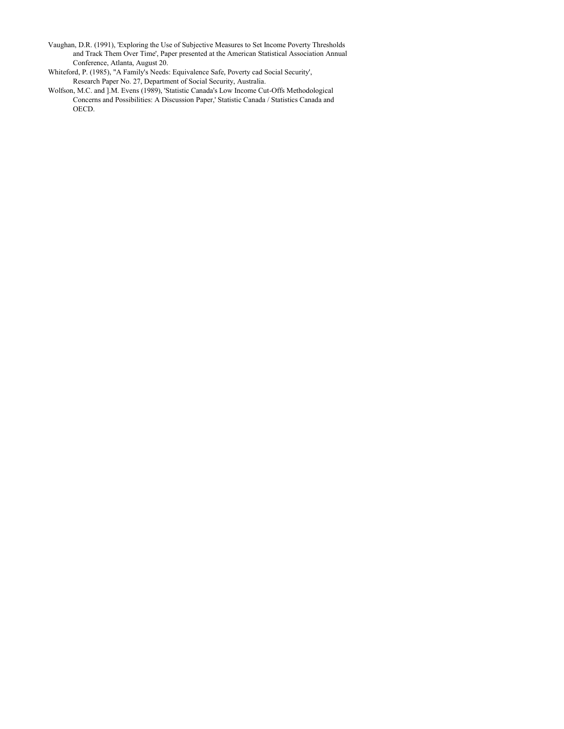Vaughan, D.R. (1991), 'Exploring the Use of Subjective Measures to Set Income Poverty Thresholds and Track Them Over Time', Paper presented at the American Statistical Association Annual Conference, Atlanta, August 20.

Whiteford, P. (1985), "A Family's Needs: Equivalence Safe, Poverty cad Social Security', Research Paper No. 27, Department of Social Security, Australia.

Wolfson, M.C. and ].M. Evens (1989), 'Statistic Canada's Low Income Cut-Offs Methodological Concerns and Possibilities: A Discussion Paper,' Statistic Canada / Statistics Canada and OECD.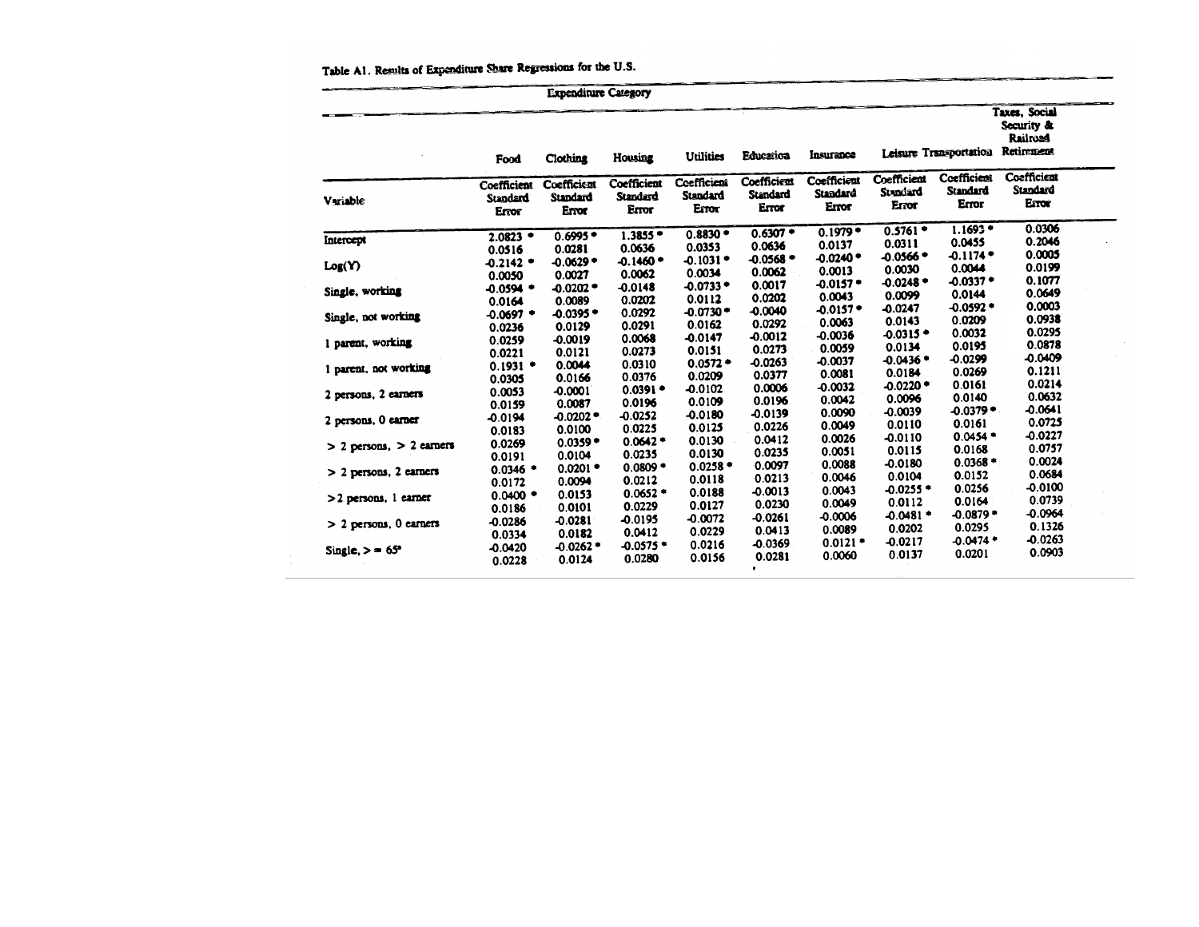Table A1. Results of Expenditure Share Regressions for the U.S.

| | Expenditure Category | | | | | | | | |
|---|---|---|---|---|---|---|---|---|---|
| | Food | Clothing | Housing | Utilities | Education | Insurance | Leisure | Transportation | Taxes, Social Security & Railroad Retirement |
| Variable | Coefficient Standard Error | Coefficient Standard Error | Coefficient Standard Error | Coefficient Standard Error | Coefficient Standard Error | Coefficient Standard Error | Coefficient Standard Error | Coefficient Standard Error | Coefficient Standard Error |
| Intercept | 2.0823 * | 0.6995 * | 1.3855 * | 0.8830 * | 0.6307 * | 0.1979 * | 0.5761 * | 1.1693 * | 0.0306 |
| | 0.0516 | 0.0281 | 0.0636 | 0.0353 | 0.0636 | 0.0137 | 0.0311 | 0.0455 | 0.2046 |
| Log(Y) | -0.2142 * | -0.0629 * | -0.1460 * | -0.1031 * | -0.0568 * | -0.0240 * | -0.0566 * | -0.1174 * | 0.0005 |
| | 0.0050 | 0.0027 | 0.0062 | 0.0034 | 0.0062 | 0.0013 | 0.0030 | 0.0044 | 0.0199 |
| Single, working | -0.0594 * | -0.0202 * | -0.0148 | -0.0733 * | 0.0017 | -0.0157 * | -0.0248 * | -0.0337 * | 0.1077 |
| | 0.0164 | 0.0089 | 0.0202 | 0.0112 | 0.0202 | 0.0043 | 0.0099 | 0.0144 | 0.0649 |
| Single, not working | -0.0697 * | -0.0395 * | 0.0292 | -0.0730 * | -0.0040 | -0.0157 * | -0.0247 | -0.0592 * | 0.0003 |
| | 0.0236 | 0.0129 | 0.0291 | 0.0162 | 0.0292 | 0.0063 | 0.0143 | 0.0209 | 0.0938 |
| 1 parent, working | 0.0259 | -0.0019 | 0.0068 | -0.0147 | -0.0012 | -0.0036 | -0.0315 * | 0.0032 | 0.0295 |
| | 0.0221 | 0.0121 | 0.0273 | 0.0151 | 0.0273 | 0.0059 | 0.0134 | 0.0195 | 0.0878 |
| 1 parent, not working | 0.1931 * | 0.0044 | 0.0310 | 0.0572 * | -0.0263 | -0.0037 | -0.0436 * | -0.0299 | -0.0409 |
| | 0.0305 | 0.0166 | 0.0376 | 0.0209 | 0.0377 | 0.0081 | 0.0184 | 0.0269 | 0.1211 |
| 2 persons, 2 earners | 0.0053 | -0.0001 | 0.0391 * | -0.0102 | 0.0006 | -0.0032 | -0.0220 * | 0.0161 | 0.0214 |
| | 0.0159 | 0.0087 | 0.0196 | 0.0109 | 0.0196 | 0.0042 | 0.0096 | 0.0140 | 0.0632 |
| 2 persons, 0 earner | -0.0194 | -0.0202 * | -0.0252 | -0.0180 | -0.0139 | 0.0090 | -0.0039 | -0.0379 * | -0.0641 |
| | 0.0183 | 0.0100 | 0.0225 | 0.0125 | 0.0226 | 0.0049 | 0.0110 | 0.0161 | 0.0725 |
| > 2 persons, > 2 earners | 0.0269 | 0.0359 * | 0.0642 * | 0.0130 | 0.0412 | 0.0026 | -0.0110 | 0.0454 * | -0.0227 |
| | 0.0191 | 0.0104 | 0.0235 | 0.0130 | 0.0235 | 0.0051 | 0.0115 | 0.0168 | 0.0757 |
| > 2 persons, 2 earners | 0.0346 * | 0.0201 * | 0.0809 * | 0.0258 * | 0.0097 | 0.0088 | -0.0180 | 0.0368 * | 0.0024 |
| | 0.0172 | 0.0094 | 0.0212 | 0.0118 | 0.0213 | 0.0046 | 0.0104 | 0.0152 | 0.0684 |
| >2 persons, 1 earner | 0.0400 * | 0.0153 | 0.0652 * | 0.0188 | -0.0013 | 0.0043 | -0.0255 * | 0.0256 | -0.0100 |
| | 0.0186 | 0.0101 | 0.0229 | 0.0127 | 0.0230 | 0.0049 | 0.0112 | 0.0164 | 0.0739 |
| > 2 persons, 0 earners | -0.0286 | -0.0281 | -0.0195 | -0.0072 | -0.0261 | -0.0006 | -0.0481 * | -0.0879 * | -0.0964 |
| | 0.0334 | 0.0182 | 0.0412 | 0.0229 | 0.0413 | 0.0089 | 0.0202 | 0.0295 | 0.1326 |
| Single, >= 65[a] | -0.0420 | -0.0262 * | -0.0575 * | 0.0216 | -0.0369 | 0.0121 * | -0.0217 | -0.0474 * | -0.0263 |
| | 0.0228 | 0.0124 | 0.0280 | 0.0156 | 0.0281 | 0.0060 | 0.0137 | 0.0201 | 0.0903 |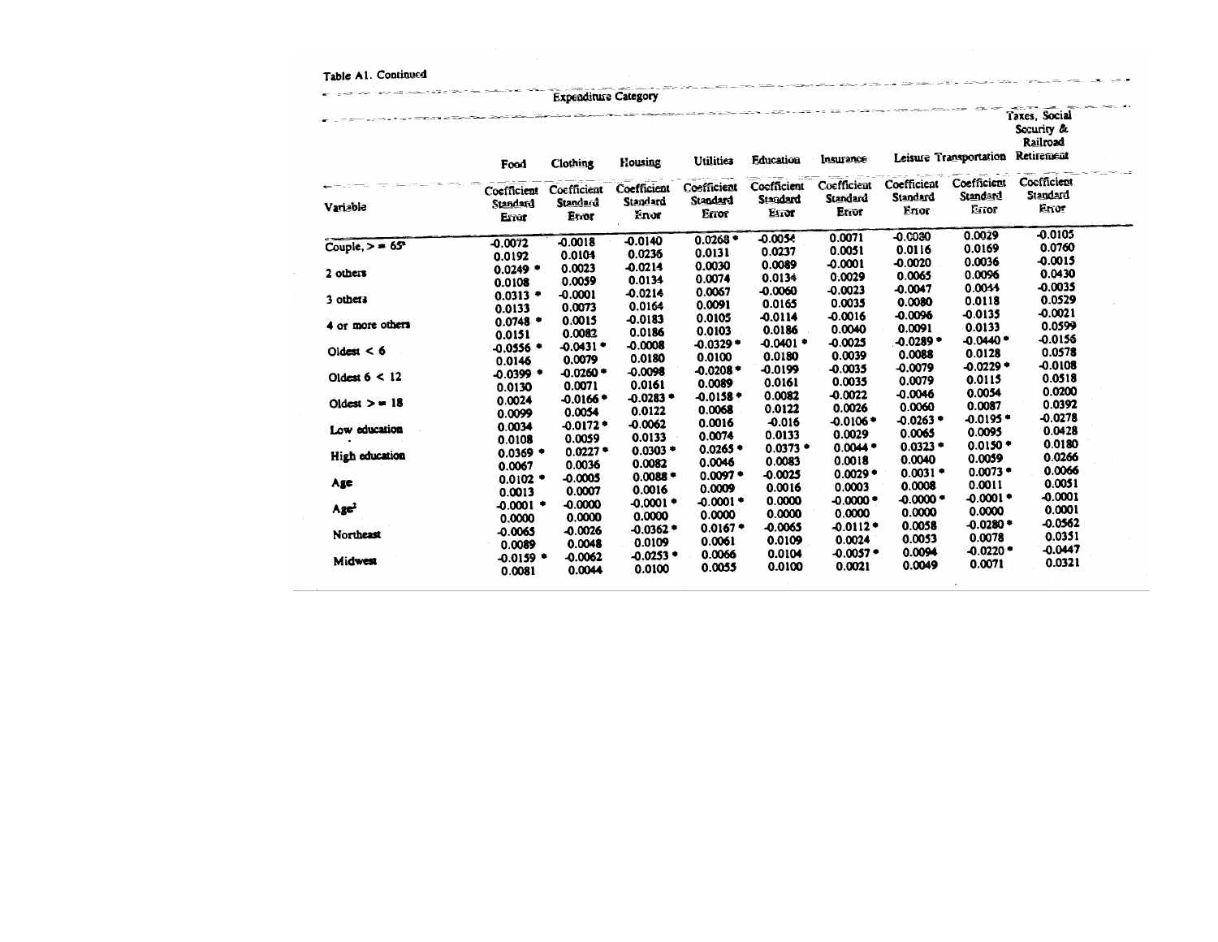Table A1. Continued

| | Expenditure Category | | | | | | | | |
|---|---|---|---|---|---|---|---|---|---|
| | Food | Clothing | Housing | Utilities | Education | Insurance | Leisure | Transportation | Taxes, Social Security & Railroad Retirement |
| Variable | Coefficient Standard Error | Coefficient Standard Error | Coefficient Standard Error | Coefficient Standard Error | Coefficient Standard Error | Coefficient Standard Error | Coefficient Standard Error | Coefficient Standard Error | Coefficient Standard Error |
| Couple, >= 65[a] | -0.0072 | -0.0018 | -0.0140 | 0.0268 * | -0.0054 | 0.0071 | -0.0080 | 0.0029 | -0.0105 |
| | 0.0192 | 0.0104 | 0.0236 | 0.0131 | 0.0237 | 0.0051 | 0.0116 | 0.0169 | 0.0760 |
| 2 others | 0.0249 * | 0.0023 | -0.0214 | 0.0030 | 0.0089 | -0.0001 | -0.0020 | 0.0036 | -0.0015 |
| | 0.0108 | 0.0059 | 0.0134 | 0.0074 | 0.0134 | 0.0029 | 0.0065 | 0.0096 | 0.0430 |
| 3 others | 0.0313 * | -0.0001 | -0.0214 | 0.0067 | -0.0060 | -0.0023 | -0.0047 | 0.0044 | -0.0035 |
| | 0.0133 | 0.0073 | 0.0164 | 0.0091 | 0.0165 | 0.0035 | 0.0080 | 0.0118 | 0.0529 |
| 4 or more others | 0.0748 * | 0.0015 | -0.0183 | 0.0105 | -0.0114 | -0.0016 | -0.0096 | -0.0135 | -0.0021 |
| | 0.0151 | 0.0082 | 0.0186 | 0.0103 | 0.0186 | 0.0040 | 0.0091 | 0.0133 | 0.0599 |
| Oldest < 6 | -0.0556 * | -0.0431 * | -0.0008 | -0.0329 * | -0.0401 * | -0.0025 | -0.0289 * | -0.0440 * | -0.0156 |
| | 0.0146 | 0.0079 | 0.0180 | 0.0100 | 0.0180 | 0.0039 | 0.0088 | 0.0128 | 0.0578 |
| Oldest 6 < 12 | -0.0399 * | -0.0260 * | -0.0098 | -0.0208 * | -0.0199 | -0.0035 | -0.0079 | -0.0229 * | -0.0108 |
| | 0.0130 | 0.0071 | 0.0161 | 0.0089 | 0.0161 | 0.0035 | 0.0079 | 0.0115 | 0.0518 |
| Oldest >= 18 | 0.0024 | -0.0166 * | -0.0283 * | -0.0158 * | 0.0082 | -0.0022 | -0.0046 | 0.0054 | 0.0200 |
| | 0.0099 | 0.0054 | 0.0122 | 0.0068 | 0.0122 | 0.0026 | 0.0060 | 0.0087 | 0.0392 |
| Low education | 0.0034 | -0.0172 * | -0.0062 | 0.0016 | -0.016 | -0.0106 * | -0.0263 * | -0.0195 * | -0.0278 |
| | 0.0108 | 0.0059 | 0.0133 | 0.0074 | 0.0133 | 0.0029 | 0.0065 | 0.0095 | 0.0428 |
| High education | 0.0369 * | 0.0227 * | 0.0303 * | 0.0265 * | 0.0373 * | 0.0044 * | 0.0323 * | 0.0150 * | 0.0180 |
| | 0.0067 | 0.0036 | 0.0082 | 0.0046 | 0.0083 | 0.0018 | 0.0040 | 0.0059 | 0.0266 |
| Age | 0.0102 * | -0.0005 | 0.0088 * | 0.0097 * | -0.0025 | 0.0029 * | 0.0031 * | 0.0073 * | 0.0066 |
| | 0.0013 | 0.0007 | 0.0016 | 0.0009 | 0.0016 | 0.0003 | 0.0008 | 0.0011 | 0.0051 |
| Age² | -0.0001 * | -0.0000 | -0.0001 * | -0.0001 * | 0.0000 | -0.0000 * | -0.0000 * | -0.0001 * | -0.0001 |
| | 0.0000 | 0.0000 | 0.0000 | 0.0000 | 0.0000 | 0.0000 | 0.0000 | 0.0000 | 0.0001 |
| Northeast | -0.0065 | -0.0026 | -0.0362 * | 0.0167 * | -0.0065 | -0.0112 * | 0.0058 | -0.0280 * | -0.0562 |
| | 0.0089 | 0.0048 | 0.0109 | 0.0061 | 0.0109 | 0.0024 | 0.0053 | 0.0078 | 0.0351 |
| Midwest | -0.0159 * | -0.0062 | -0.0253 * | 0.0066 | 0.0104 | -0.0057 * | 0.0094 | -0.0220 * | -0.0447 |
| | 0.0081 | 0.0044 | 0.0100 | 0.0055 | 0.0100 | 0.0021 | 0.0049 | 0.0071 | 0.0321 |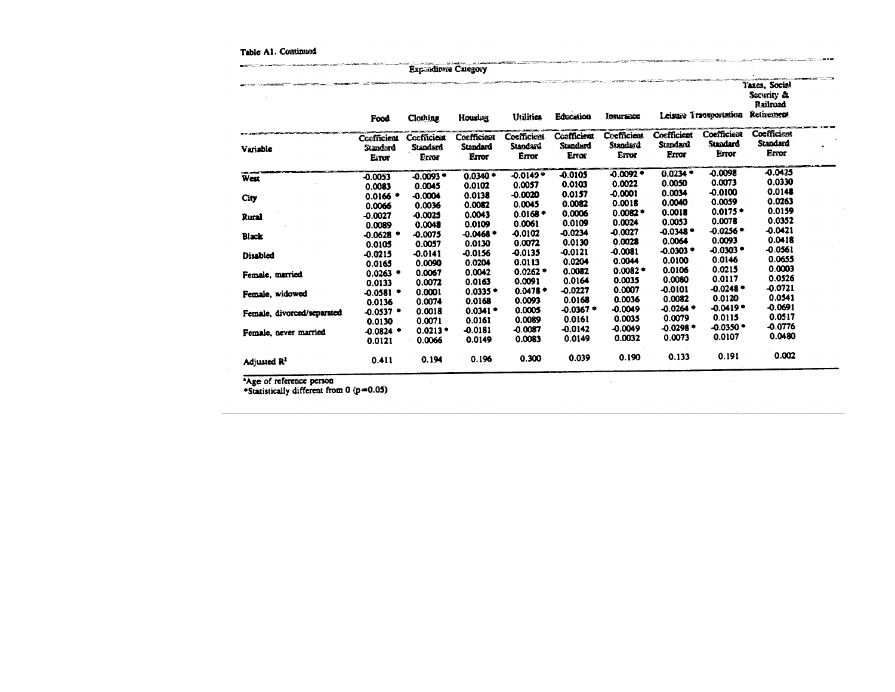Table A1. Continued

| | Expenditure Category | | | | | | | | |
|---|---|---|---|---|---|---|---|---|---|
| | Food | Clothing | Housing | Utilities | Education | Insurance | Leisure | Transportation | Taxes, Social Security & Railroad Retirement |
| Variable | Coefficient Standard Error | Coefficient Standard Error | Coefficient Standard Error | Coefficient Standard Error | Coefficient Standard Error | Coefficient Standard Error | Coefficient Standard Error | Coefficient Standard Error | Coefficient Standard Error |
| West | -0.0053 | -0.0093 * | 0.0340 * | -0.0149 * | -0.0105 | -0.0092 * | 0.0234 * | -0.0098 | -0.0425 |
| | 0.0083 | 0.0045 | 0.0102 | 0.0057 | 0.0103 | 0.0022 | 0.0050 | 0.0073 | 0.0330 |
| City | 0.0166 * | -0.0004 | 0.0138 | -0.0020 | 0.0157 | -0.0001 | 0.0034 | -0.0100 | 0.0148 |
| | 0.0066 | 0.0036 | 0.0082 | 0.0045 | 0.0082 | 0.0018 | 0.0040 | 0.0059 | 0.0263 |
| Rural | -0.0027 | -0.0025 | 0.0043 | 0.0168 * | 0.0006 | 0.0082 * | 0.0018 | 0.0175 * | 0.0159 |
| | 0.0089 | 0.0048 | 0.0109 | 0.0061 | 0.0109 | 0.0024 | 0.0053 | 0.0078 | 0.0352 |
| Black | -0.0628 * | -0.0075 | -0.0468 * | -0.0102 | -0.0234 | -0.0027 | -0.0348 * | -0.0256 * | -0.0421 |
| | 0.0105 | 0.0057 | 0.0130 | 0.0072 | 0.0130 | 0.0028 | 0.0064 | 0.0093 | 0.0418 |
| Disabled | -0.0215 | -0.0141 | -0.0156 | -0.0135 | -0.0121 | -0.0081 | -0.0303 * | -0.0303 * | -0.0561 |
| | 0.0165 | 0.0090 | 0.0204 | 0.0113 | 0.0204 | 0.0044 | 0.0100 | 0.0146 | 0.0655 |
| Female, married | 0.0263 * | 0.0067 | 0.0042 | 0.0262 * | 0.0082 | 0.0082 * | 0.0106 | 0.0215 | 0.0003 |
| | 0.0133 | 0.0072 | 0.0163 | 0.0091 | 0.0164 | 0.0035 | 0.0080 | 0.0117 | 0.0526 |
| Female, widowed | -0.0581 * | 0.0001 | 0.0335 * | 0.0478 * | -0.0227 | 0.0007 | -0.0101 | -0.0248 * | -0.0721 |
| | 0.0136 | 0.0074 | 0.0168 | 0.0093 | 0.0168 | 0.0036 | 0.0082 | 0.0120 | 0.0541 |
| Female, divorced/separated | -0.0537 * | 0.0018 | 0.0341 * | 0.0005 | -0.0367 * | -0.0049 | -0.0264 * | -0.0419 * | -0.0691 |
| | 0.0130 | 0.0071 | 0.0161 | 0.0089 | 0.0161 | 0.0035 | 0.0079 | 0.0115 | 0.0517 |
| Female, never married | -0.0824 * | 0.0213 * | -0.0181 | -0.0087 | -0.0142 | -0.0049 | -0.0298 * | -0.0350 * | -0.0776 |
| | 0.0121 | 0.0066 | 0.0149 | 0.0083 | 0.0149 | 0.0032 | 0.0073 | 0.0107 | 0.0480 |
| Adjusted $R^2$ | 0.411 | 0.194 | 0.196 | 0.300 | 0.039 | 0.190 | 0.133 | 0.191 | 0.002 |

[a]Age of reference person
*Statistically different from 0 ($p=0.05$)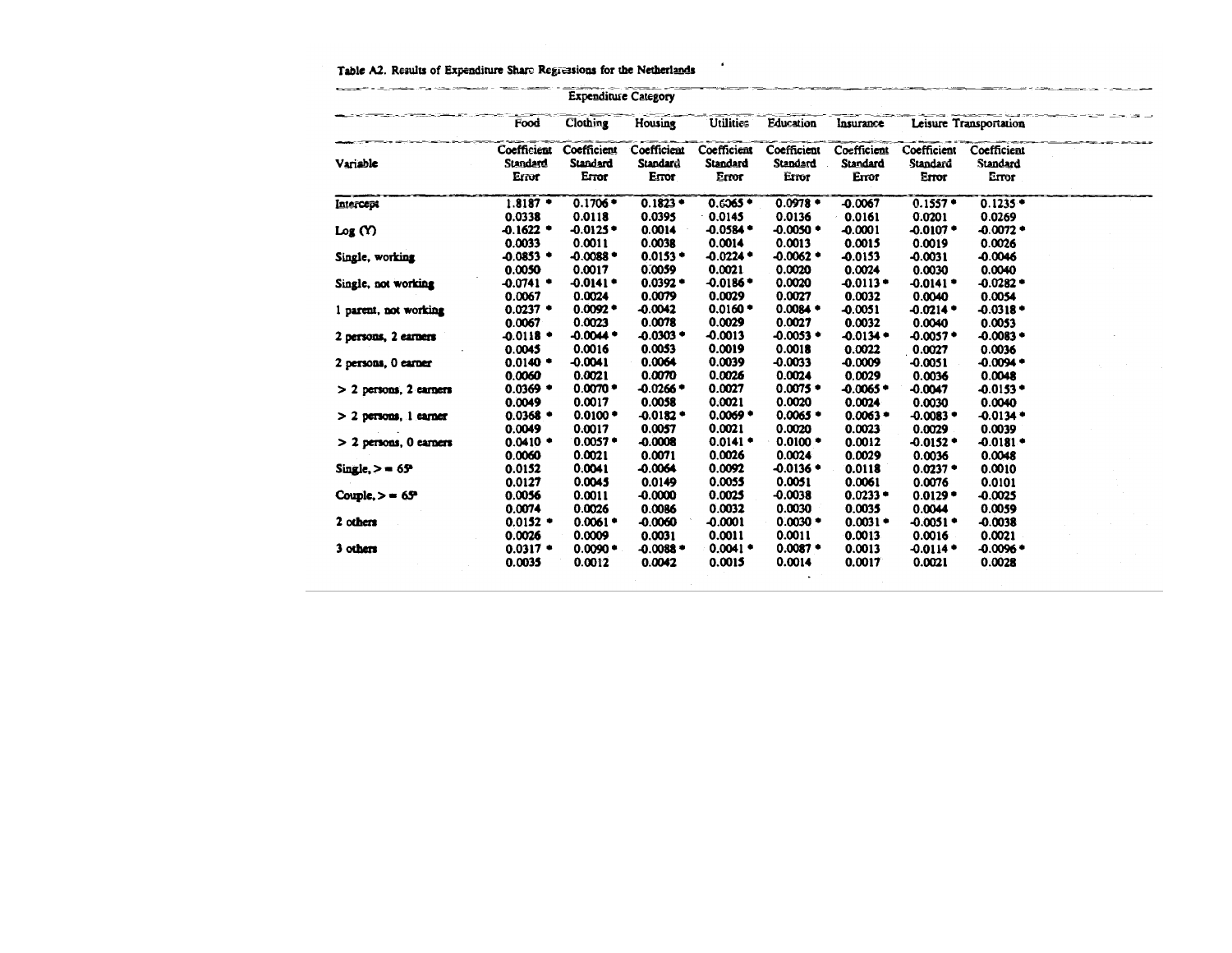Table A2. Results of Expenditure Share Regressions for the Netherlands

| | Expenditure Category | | | | | | | |
|---|---|---|---|---|---|---|---|---|
| | Food | Clothing | Housing | Utilities | Education | Insurance | Leisure | Transportation |
| Variable | Coefficient Standard Error | Coefficient Standard Error | Coefficient Standard Error | Coefficient Standard Error | Coefficient Standard Error | Coefficient Standard Error | Coefficient Standard Error | Coefficient Standard Error |
| Intercept | 1.8187 * | 0.1706 * | 0.1823 * | 0.6065 * | 0.0978 * | -0.0067 | 0.1557 * | 0.1235 * |
| | 0.0338 | 0.0118 | 0.0395 | 0.0145 | 0.0136 | 0.0161 | 0.0201 | 0.0269 |
| Log (Y) | -0.1622 * | -0.0125 * | 0.0014 | -0.0584 * | -0.0050 * | -0.0001 | -0.0107 * | -0.0072 * |
| | 0.0033 | 0.0011 | 0.0038 | 0.0014 | 0.0013 | 0.0015 | 0.0019 | 0.0026 |
| Single, working | -0.0853 * | -0.0088 * | 0.0153 * | -0.0224 * | -0.0062 * | -0.0153 | -0.0031 | -0.0046 |
| | 0.0050 | 0.0017 | 0.0059 | 0.0021 | 0.0020 | 0.0024 | 0.0030 | 0.0040 |
| Single, not working | -0.0741 * | -0.0141 * | 0.0392 * | -0.0186 * | 0.0020 | -0.0113 * | -0.0141 * | -0.0282 * |
| | 0.0067 | 0.0024 | 0.0079 | 0.0029 | 0.0027 | 0.0032 | 0.0040 | 0.0054 |
| 1 parent, not working | 0.0237 * | 0.0092 * | -0.0042 | 0.0160 * | 0.0084 * | -0.0051 | -0.0214 * | -0.0318 * |
| | 0.0067 | 0.0023 | 0.0078 | 0.0029 | 0.0027 | 0.0032 | 0.0040 | 0.0053 |
| 2 persons, 2 earners | -0.0118 * | -0.0044 * | -0.0303 * | -0.0013 | -0.0053 * | -0.0134 * | -0.0057 * | -0.0083 * |
| | 0.0045 | 0.0016 | 0.0053 | 0.0019 | 0.0018 | 0.0022 | 0.0027 | 0.0036 |
| 2 persons, 0 earner | 0.0140 * | -0.0041 | 0.0064 | 0.0039 | -0.0033 | -0.0009 | -0.0051 | -0.0094 * |
| | 0.0060 | 0.0021 | 0.0070 | 0.0026 | 0.0024 | 0.0029 | 0.0036 | 0.0048 |
| > 2 persons, 2 earners | 0.0369 * | 0.0070 * | -0.0266 * | 0.0027 | 0.0075 * | -0.0065 * | -0.0047 | -0.0153 * |
| | 0.0049 | 0.0017 | 0.0058 | 0.0021 | 0.0020 | 0.0024 | 0.0030 | 0.0040 |
| > 2 persons, 1 earner | 0.0368 * | 0.0100 * | -0.0182 * | 0.0069 * | 0.0065 * | 0.0063 * | -0.0083 * | -0.0134 * |
| | 0.0049 | 0.0017 | 0.0057 | 0.0021 | 0.0020 | 0.0023 | 0.0029 | 0.0039 |
| > 2 persons, 0 earners | 0.0410 * | 0.0057 * | -0.0008 | 0.0141 * | 0.0100 * | 0.0012 | -0.0152 * | -0.0181 * |
| | 0.0060 | 0.0021 | 0.0071 | 0.0026 | 0.0024 | 0.0029 | 0.0036 | 0.0048 |
| Single, >= 65[a] | 0.0152 | 0.0041 | -0.0064 | 0.0092 | -0.0136 * | 0.0118 | 0.0237 * | 0.0010 |
| | 0.0127 | 0.0045 | 0.0149 | 0.0055 | 0.0051 | 0.0061 | 0.0076 | 0.0101 |
| Couple, >= 65[a] | 0.0056 | 0.0011 | -0.0000 | 0.0025 | -0.0038 | 0.0233 * | 0.0129 * | -0.0025 |
| | 0.0074 | 0.0026 | 0.0086 | 0.0032 | 0.0030 | 0.0035 | 0.0044 | 0.0059 |
| 2 others | 0.0152 * | 0.0061 * | -0.0060 | -0.0001 | 0.0030 * | 0.0031 * | -0.0051 * | -0.0038 |
| | 0.0026 | 0.0009 | 0.0031 | 0.0011 | 0.0011 | 0.0013 | 0.0016 | 0.0021 |
| 3 others | 0.0317 * | 0.0090 * | -0.0088 * | 0.0041 * | 0.0087 * | 0.0013 | -0.0114 * | -0.0096 * |
| | 0.0035 | 0.0012 | 0.0042 | 0.0015 | 0.0014 | 0.0017 | 0.0021 | 0.0028 |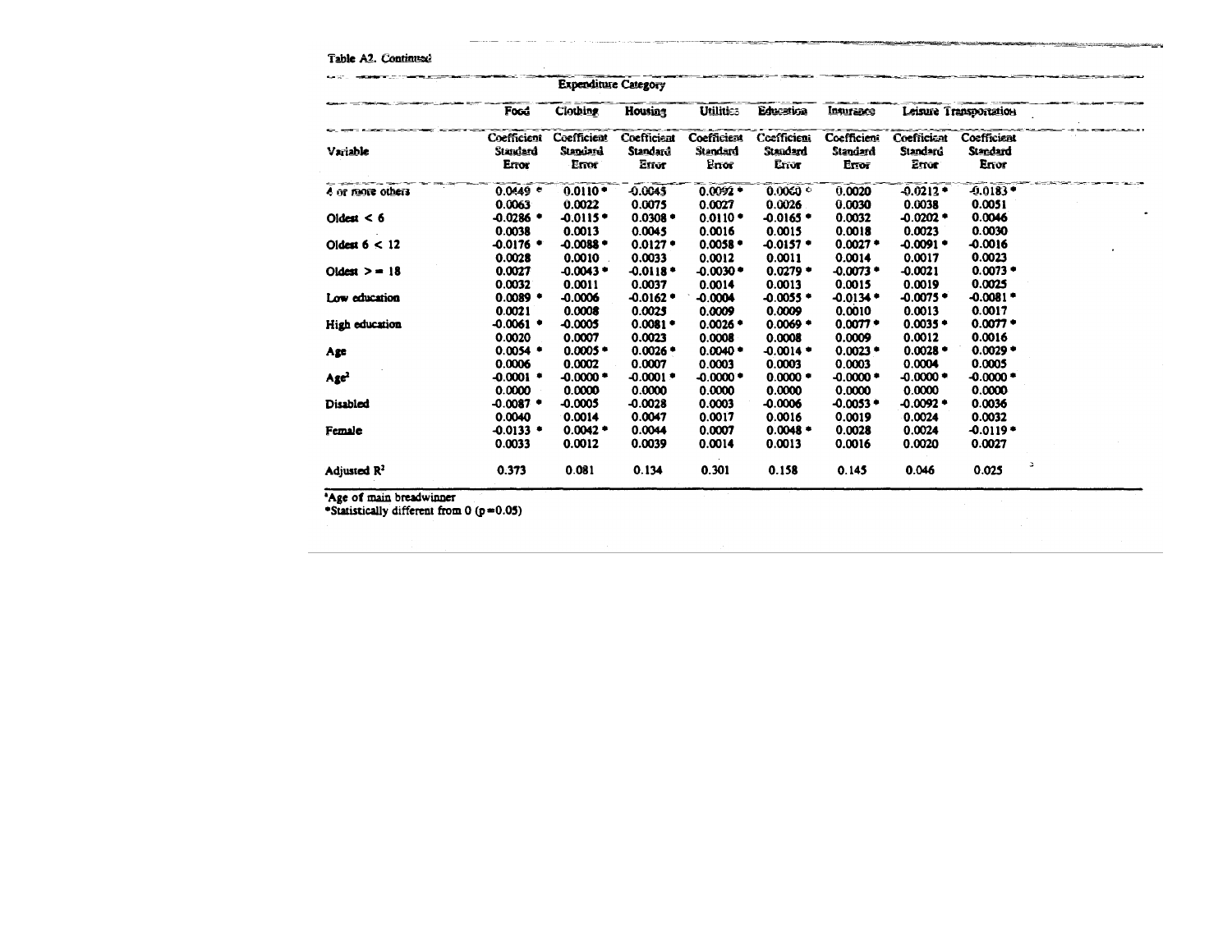Table A2. Continued

| | Expenditure Category | | | | | | | |
|---|---|---|---|---|---|---|---|---|
| | Food | Clothing | Housing | Utilities | Education | Insurance | Leisure | Transportation |
| Variable | Coefficient Standard Error | Coefficient Standard Error | Coefficient Standard Error | Coefficient Standard Error | Coefficient Standard Error | Coefficient Standard Error | Coefficient Standard Error | Coefficient Standard Error |
| 4 or more others | 0.0449 * | 0.0110 * | -0.0045 | 0.0092 * | 0.0060 * | 0.0020 | -0.0212 * | -0.0183 * |
| | 0.0063 | 0.0022 | 0.0075 | 0.0027 | 0.0026 | 0.0030 | 0.0038 | 0.0051 |
| Oldest < 6 | -0.0286 * | -0.0115 * | 0.0308 * | 0.0110 * | -0.0165 * | 0.0032 | -0.0202 * | 0.0046 |
| | 0.0038 | 0.0013 | 0.0045 | 0.0016 | 0.0015 | 0.0018 | 0.0023 | 0.0030 |
| Oldest 6 < 12 | -0.0176 * | -0.0088 * | 0.0127 * | 0.0058 * | -0.0157 * | 0.0027 * | -0.0091 * | -0.0016 |
| | 0.0028 | 0.0010 | 0.0033 | 0.0012 | 0.0011 | 0.0014 | 0.0017 | 0.0023 |
| Oldest >= 18 | 0.0027 | -0.0043 * | -0.0118 * | -0.0030 * | 0.0279 * | -0.0073 * | -0.0021 | 0.0073 * |
| | 0.0032 | 0.0011 | 0.0037 | 0.0014 | 0.0013 | 0.0015 | 0.0019 | 0.0025 |
| Low education | 0.0089 * | -0.0006 | -0.0162 * | -0.0004 | -0.0055 * | -0.0134 * | -0.0075 * | -0.0081 * |
| | 0.0021 | 0.0008 | 0.0025 | 0.0009 | 0.0009 | 0.0010 | 0.0013 | 0.0017 |
| High education | -0.0061 * | -0.0005 | 0.0081 * | 0.0026 * | 0.0069 * | 0.0077 * | 0.0035 * | 0.0077 * |
| | 0.0020 | 0.0007 | 0.0023 | 0.0008 | 0.0008 | 0.0009 | 0.0012 | 0.0016 |
| Age | 0.0054 * | 0.0005 * | 0.0026 * | 0.0040 * | -0.0014 * | 0.0023 * | 0.0028 * | 0.0029 * |
| | 0.0006 | 0.0002 | 0.0007 | 0.0003 | 0.0003 | 0.0003 | 0.0004 | 0.0005 |
| $Age^2$ | -0.0001 * | -0.0000 * | -0.0001 * | -0.0000 * | 0.0000 * | -0.0000 * | -0.0000 * | -0.0000 * |
| | 0.0000 | 0.0000 | 0.0000 | 0.0000 | 0.0000 | 0.0000 | 0.0000 | 0.0000 |
| Disabled | -0.0087 * | -0.0005 | -0.0028 | 0.0003 | -0.0006 | -0.0053 * | -0.0092 * | 0.0036 |
| | 0.0040 | 0.0014 | 0.0047 | 0.0017 | 0.0016 | 0.0019 | 0.0024 | 0.0032 |
| Female | -0.0133 * | 0.0042 * | 0.0044 | 0.0007 | 0.0048 * | 0.0028 | 0.0024 | -0.0119 * |
| | 0.0033 | 0.0012 | 0.0039 | 0.0014 | 0.0013 | 0.0016 | 0.0020 | 0.0027 |
| Adjusted $R^2$ | 0.373 | 0.081 | 0.134 | 0.301 | 0.158 | 0.145 | 0.046 | 0.025 |

[a]Age of main breadwinner

*Statistically different from 0 ($p = 0.05$)